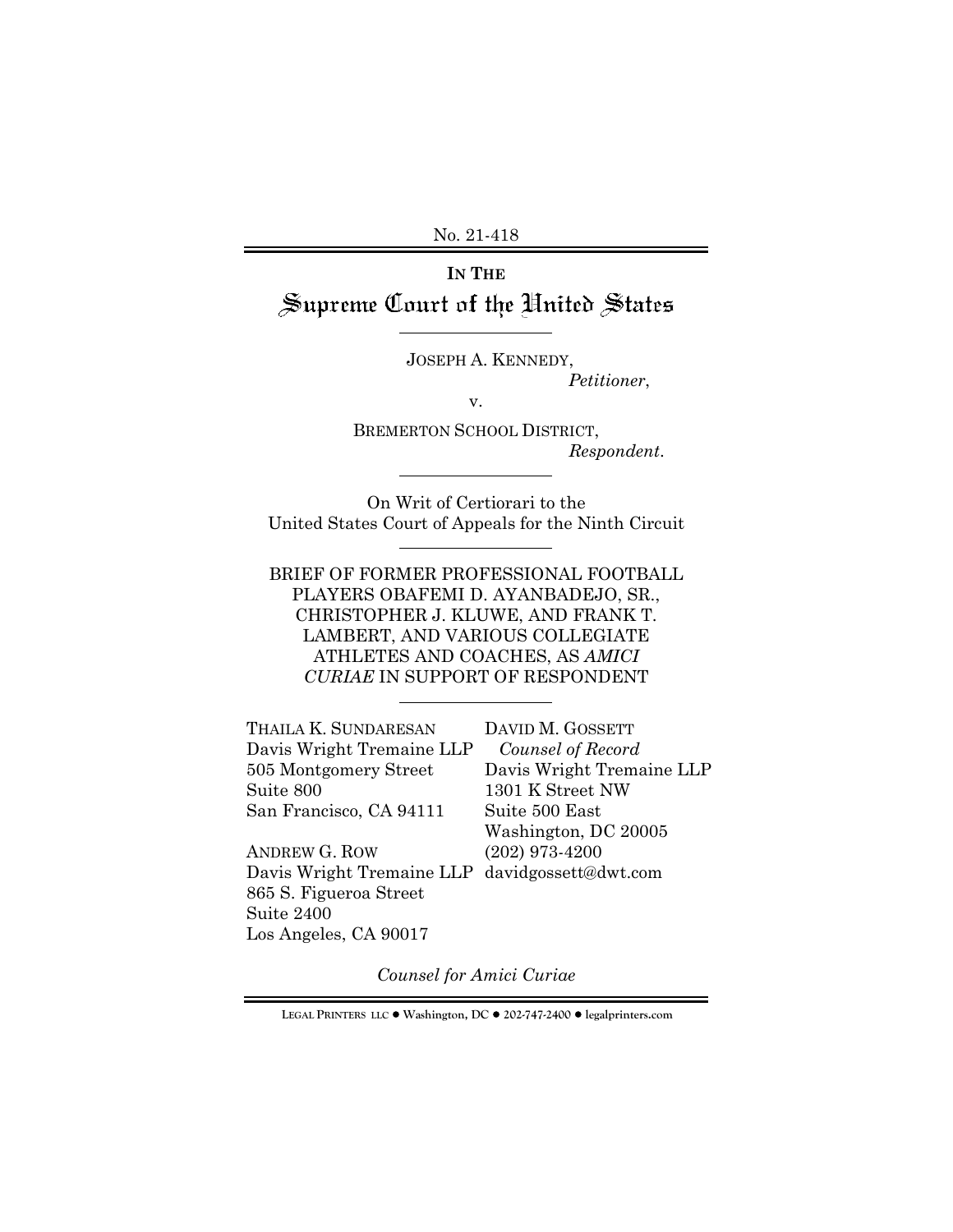No. 21-418

**IN THE**

# Supreme Court of the United States

JOSEPH A. KENNEDY,
*Petitioner*,

v.

BREMERTON SCHOOL DISTRICT,
*Respondent*.

On Writ of Certiorari to the
United States Court of Appeals for the Ninth Circuit

BRIEF OF FORMER PROFESSIONAL FOOTBALL PLAYERS OBAFEMI D. AYANBADEJO, SR., CHRISTOPHER J. KLUWE, AND FRANK T. LAMBERT, AND VARIOUS COLLEGIATE ATHLETES AND COACHES, AS *AMICI CURIAE* IN SUPPORT OF RESPONDENT

THAILA K. SUNDARESAN
Davis Wright Tremaine LLP
505 Montgomery Street
Suite 800
San Francisco, CA 94111

ANDREW G. ROW
Davis Wright Tremaine LLP
865 S. Figueroa Street
Suite 2400
Los Angeles, CA 90017

DAVID M. GOSSETT
*Counsel of Record*
Davis Wright Tremaine LLP
1301 K Street NW
Suite 500 East
Washington, DC 20005
(202) 973-4200
davidgossett@dwt.com

*Counsel for Amici Curiae*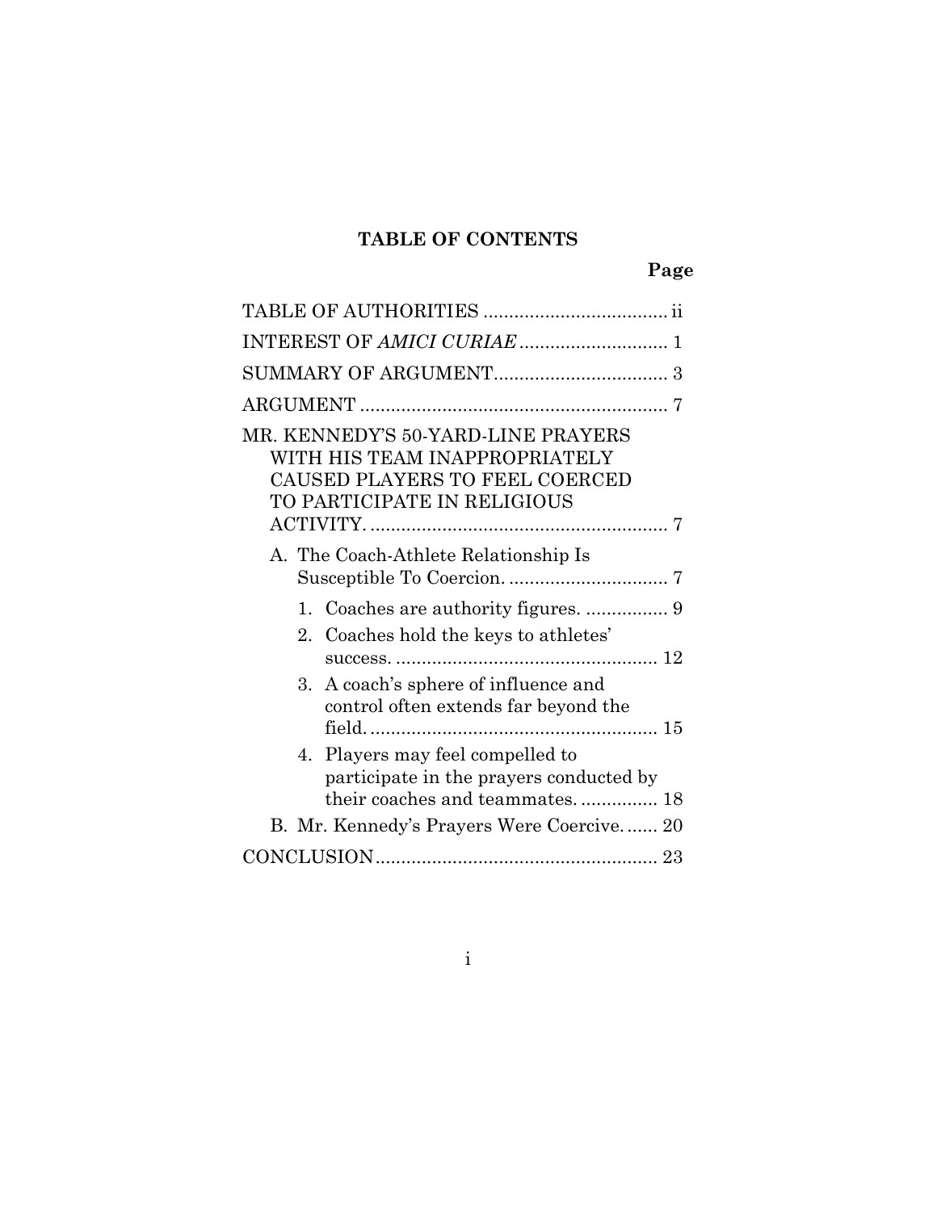# TABLE OF CONTENTS

| | Page |
|---|---|
| TABLE OF AUTHORITIES | ii |
| INTEREST OF *AMICI CURIAE* | 1 |
| SUMMARY OF ARGUMENT | 3 |
| ARGUMENT | 7 |
| MR. KENNEDY'S 50-YARD-LINE PRAYERS WITH HIS TEAM INAPPROPRIATELY CAUSED PLAYERS TO FEEL COERCED TO PARTICIPATE IN RELIGIOUS ACTIVITY. | 7 |
| A. The Coach-Athlete Relationship Is Susceptible To Coercion. | 7 |
| 1. Coaches are authority figures. | 9 |
| 2. Coaches hold the keys to athletes' success. | 12 |
| 3. A coach's sphere of influence and control often extends far beyond the field. | 15 |
| 4. Players may feel compelled to participate in the prayers conducted by their coaches and teammates. | 18 |
| B. Mr. Kennedy's Prayers Were Coercive. | 20 |
| CONCLUSION | 23 |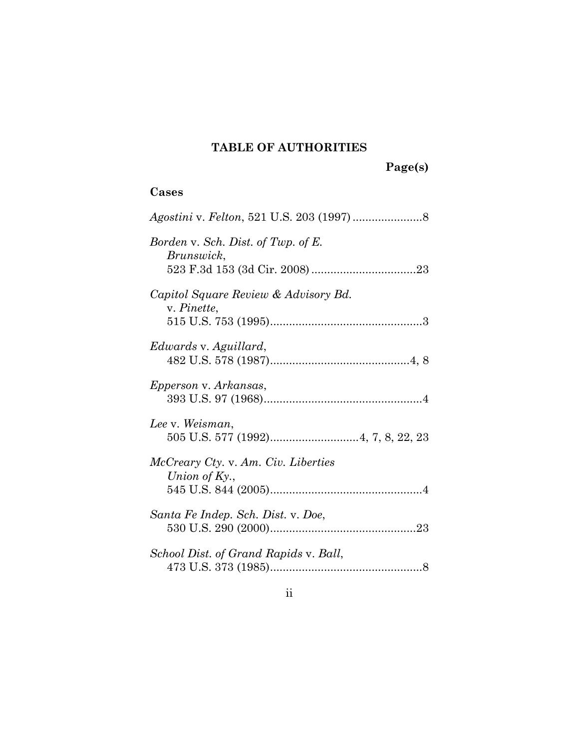# TABLE OF AUTHORITIES

**Page(s)**

## Cases

*Agostini* v. *Felton*, 521 U.S. 203 (1997) ......................8

*Borden* v. *Sch. Dist. of Twp. of E. Brunswick*, 523 F.3d 153 (3d Cir. 2008) .................................23

*Capitol Square Review & Advisory Bd.* v. *Pinette*, 515 U.S. 753 (1995)................................................3

*Edwards* v. *Aguillard*, 482 U.S. 578 (1987)............................................4, 8

*Epperson* v. *Arkansas*, 393 U.S. 97 (1968)..................................................4

*Lee* v. *Weisman*, 505 U.S. 577 (1992)............................4, 7, 8, 22, 23

*McCreary Cty.* v. *Am. Civ. Liberties Union of Ky.*, 545 U.S. 844 (2005)................................................4

*Santa Fe Indep. Sch. Dist.* v. *Doe*, 530 U.S. 290 (2000)..............................................23

*School Dist. of Grand Rapids* v. *Ball*, 473 U.S. 373 (1985)................................................8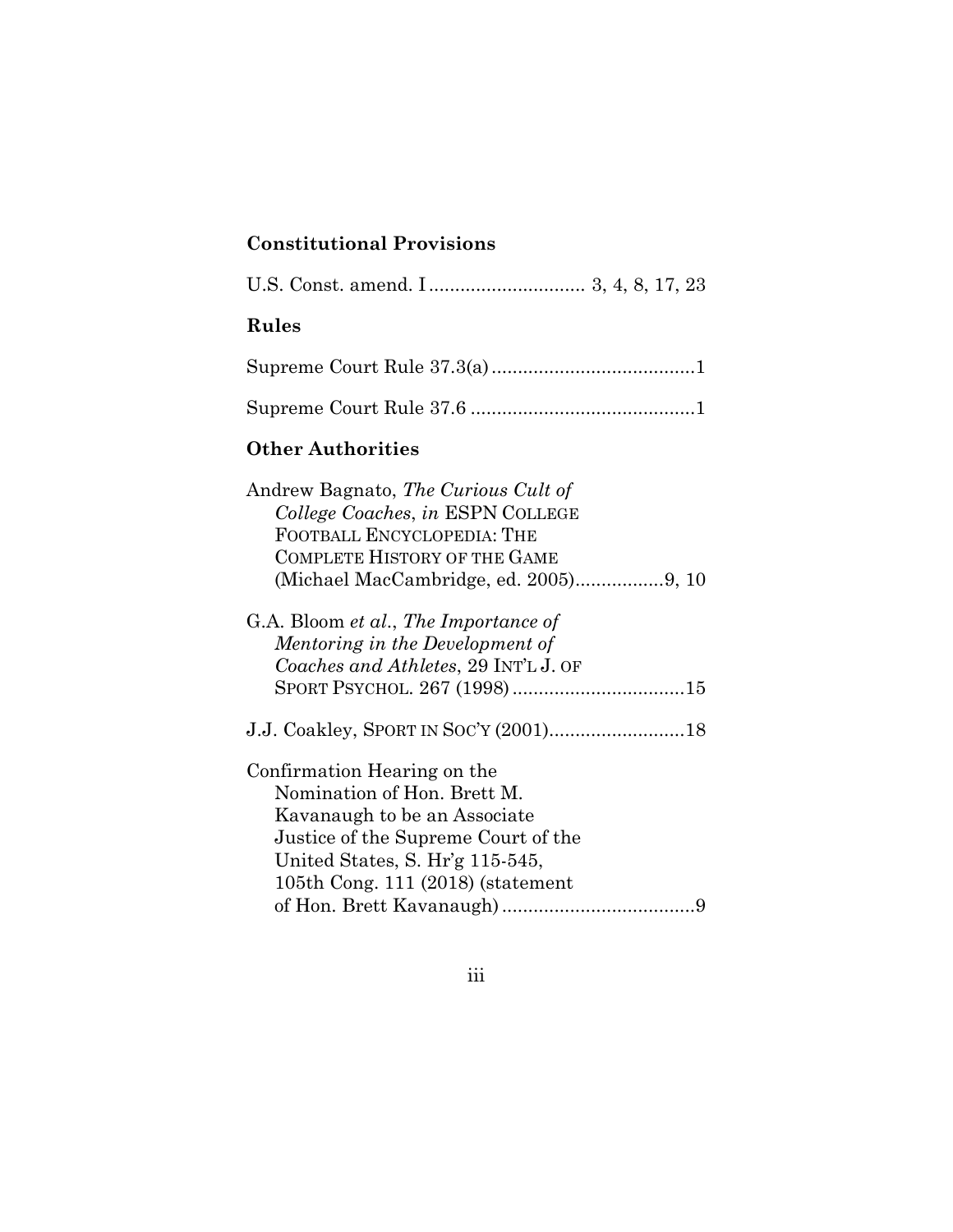**Constitutional Provisions**

U.S. Const. amend. I .............................. 3, 4, 8, 17, 23

**Rules**

Supreme Court Rule 37.3(a) .......................................1

Supreme Court Rule 37.6 ...........................................1

**Other Authorities**

Andrew Bagnato, *The Curious Cult of College Coaches*, *in* ESPN COLLEGE FOOTBALL ENCYCLOPEDIA: THE COMPLETE HISTORY OF THE GAME (Michael MacCambridge, ed. 2005).................9, 10

G.A. Bloom *et al.*, *The Importance of Mentoring in the Development of Coaches and Athletes*, 29 INT'L J. OF SPORT PSYCHOL. 267 (1998) .................................15

J.J. Coakley, SPORT IN SOC'Y (2001)..........................18

Confirmation Hearing on the Nomination of Hon. Brett M. Kavanaugh to be an Associate Justice of the Supreme Court of the United States, S. Hr'g 115-545, 105th Cong. 111 (2018) (statement of Hon. Brett Kavanaugh) .....................................9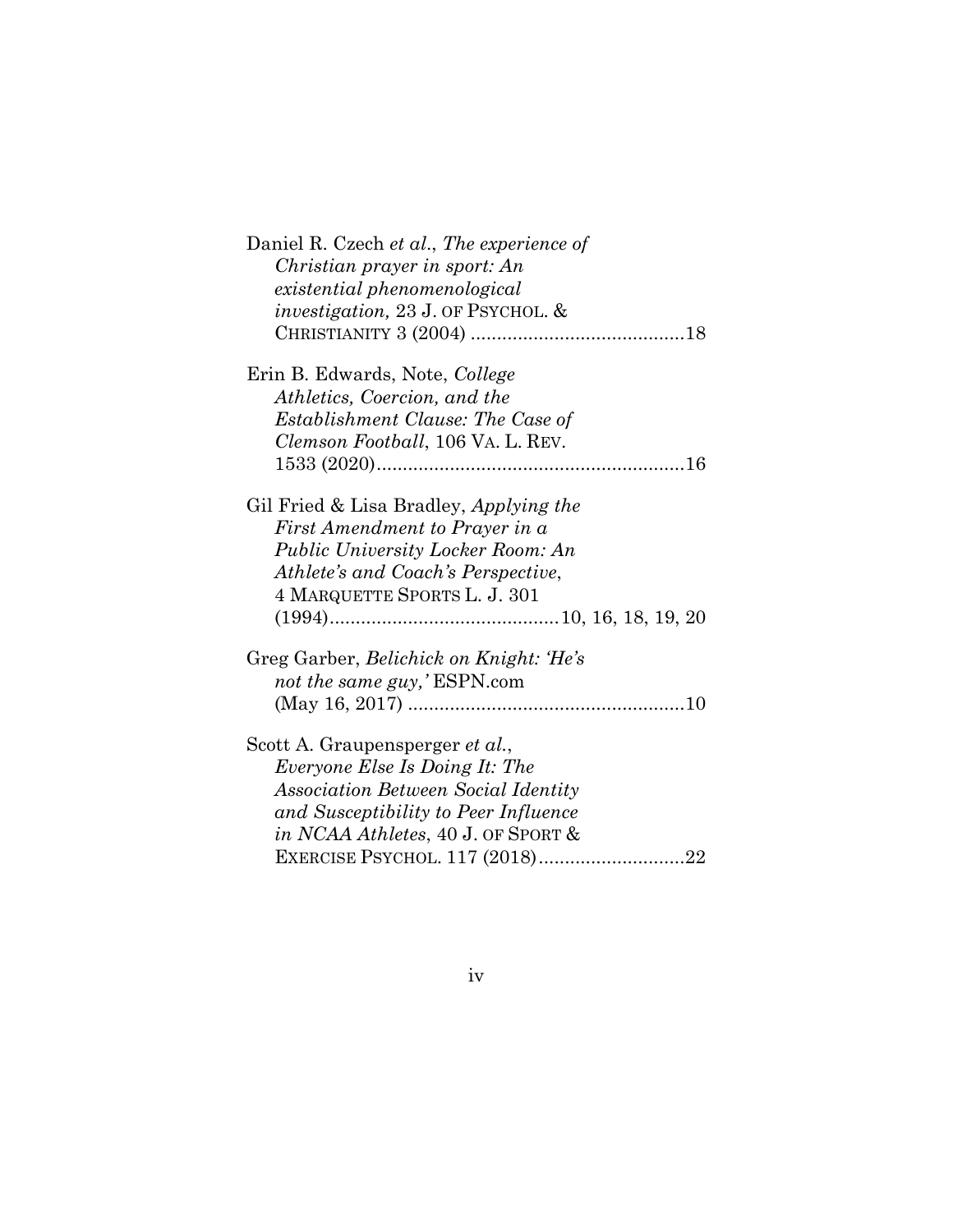Daniel R. Czech *et al.*, *The experience of Christian prayer in sport: An existential phenomenological investigation,* 23 J. OF PSYCHOL. & CHRISTIANITY 3 (2004) .........................................18

Erin B. Edwards, Note, *College Athletics, Coercion, and the Establishment Clause: The Case of Clemson Football*, 106 VA. L. REV. 1533 (2020)...........................................................16

Gil Fried & Lisa Bradley, *Applying the First Amendment to Prayer in a Public University Locker Room: An Athlete's and Coach's Perspective*, 4 MARQUETTE SPORTS L. J. 301 (1994)...........................................10, 16, 18, 19, 20

Greg Garber, *Belichick on Knight: 'He's not the same guy,'* ESPN.com (May 16, 2017) .....................................................10

Scott A. Graupensperger *et al.*, *Everyone Else Is Doing It: The Association Between Social Identity and Susceptibility to Peer Influence in NCAA Athletes*, 40 J. OF SPORT & EXERCISE PSYCHOL. 117 (2018)............................22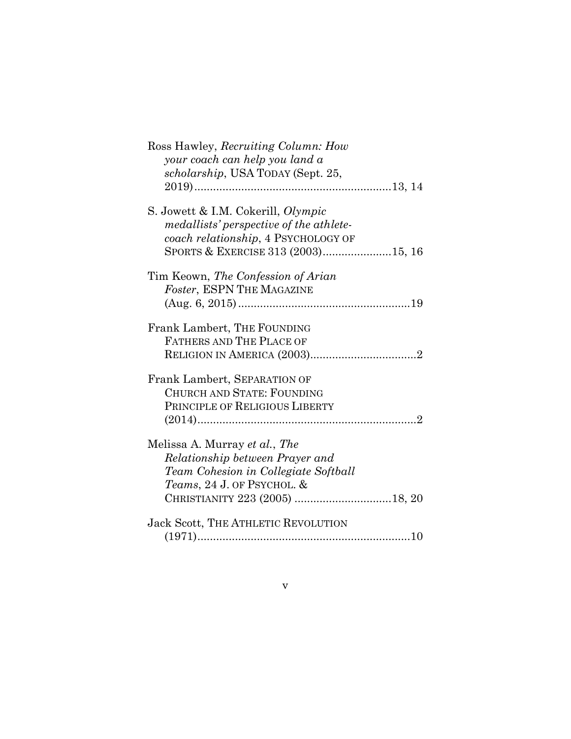Ross Hawley, *Recruiting Column: How your coach can help you land a scholarship*, USA TODAY (Sept. 25, 2019)..............................................................13, 14

S. Jowett & I.M. Cokerill, *Olympic medallists' perspective of the athlete-coach relationship*, 4 PSYCHOLOGY OF SPORTS & EXERCISE 313 (2003)......................15, 16

Tim Keown, *The Confession of Arian Foster*, ESPN THE MAGAZINE (Aug. 6, 2015).......................................................19

Frank Lambert, THE FOUNDING FATHERS AND THE PLACE OF RELIGION IN AMERICA (2003)..................................2

Frank Lambert, SEPARATION OF CHURCH AND STATE: FOUNDING PRINCIPLE OF RELIGIOUS LIBERTY (2014).....................................................................2

Melissa A. Murray *et al.*, *The Relationship between Prayer and Team Cohesion in Collegiate Softball Teams*, 24 J. OF PSYCHOL. & CHRISTIANITY 223 (2005) ...............................18, 20

Jack Scott, THE ATHLETIC REVOLUTION (1971)....................................................................10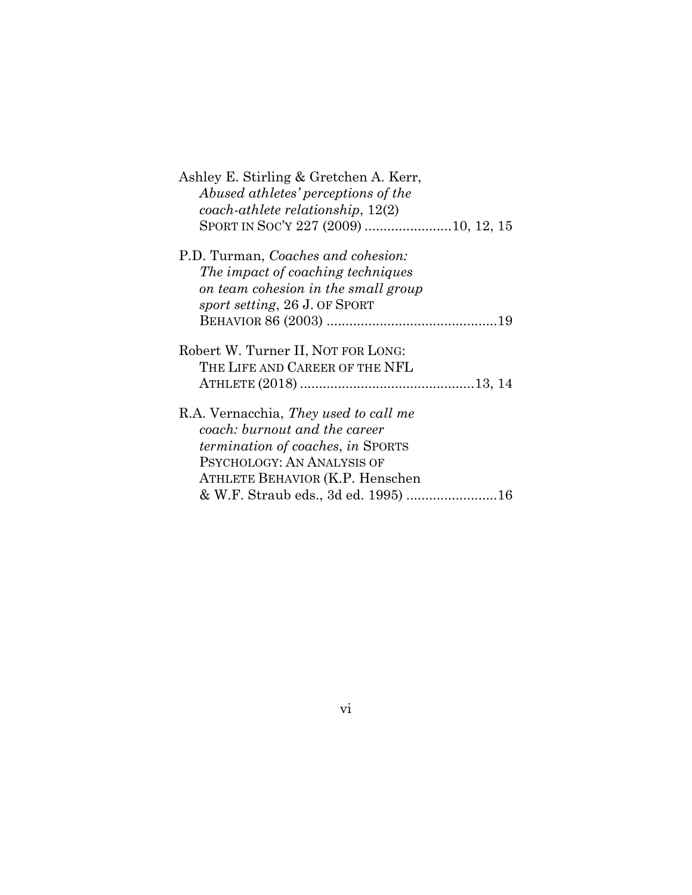Ashley E. Stirling & Gretchen A. Kerr, *Abused athletes' perceptions of the coach-athlete relationship*, 12(2) SPORT IN SOC'Y 227 (2009) .......................10, 12, 15

P.D. Turman, *Coaches and cohesion: The impact of coaching techniques on team cohesion in the small group sport setting*, 26 J. OF SPORT BEHAVIOR 86 (2003) ............................................19

Robert W. Turner II, NOT FOR LONG: THE LIFE AND CAREER OF THE NFL ATHLETE (2018) .............................................13, 14

R.A. Vernacchia, *They used to call me coach: burnout and the career termination of coaches*, *in* SPORTS PSYCHOLOGY: AN ANALYSIS OF ATHLETE BEHAVIOR (K.P. Henschen & W.F. Straub eds., 3d ed. 1995) ........................16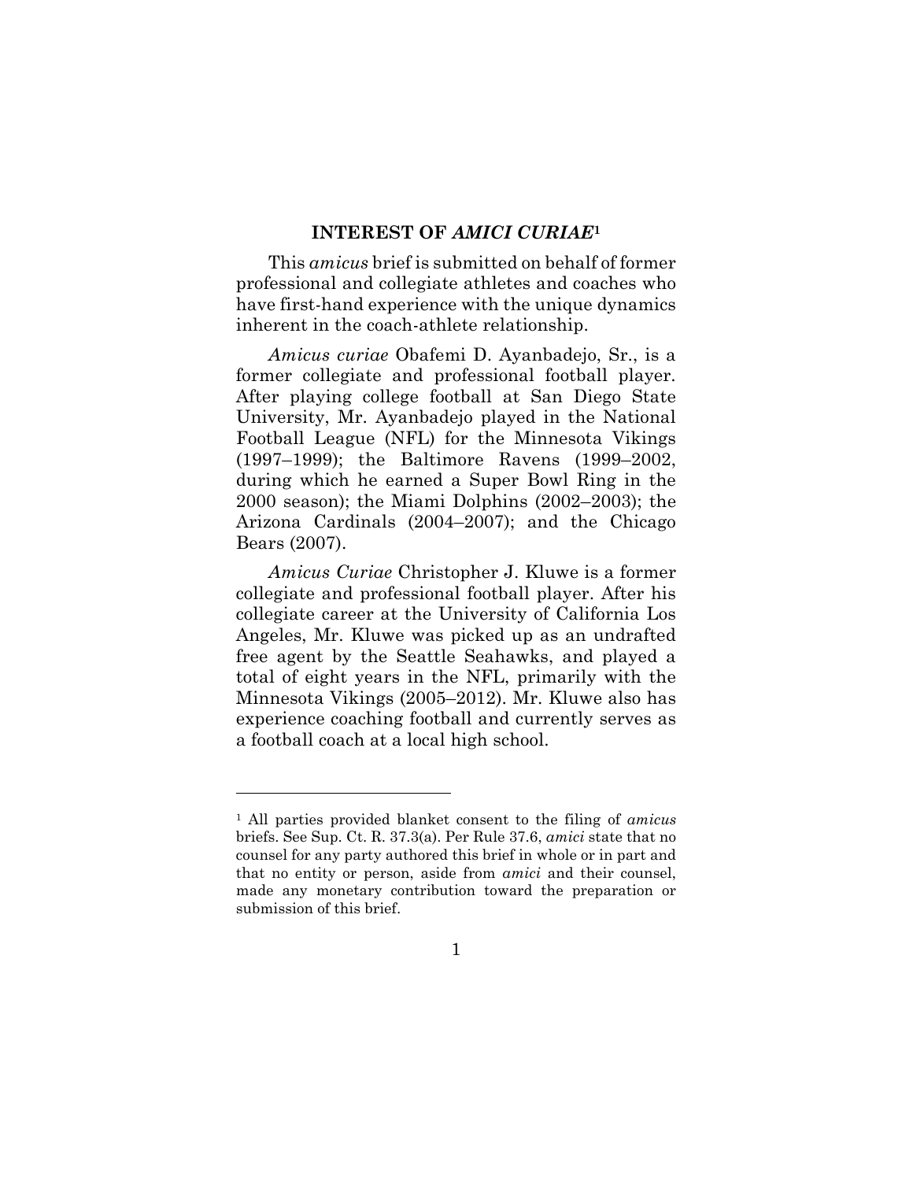## INTEREST OF *AMICI CURIAE*[1]

This *amicus* brief is submitted on behalf of former professional and collegiate athletes and coaches who have first-hand experience with the unique dynamics inherent in the coach-athlete relationship.

*Amicus curiae* Obafemi D. Ayanbadejo, Sr., is a former collegiate and professional football player. After playing college football at San Diego State University, Mr. Ayanbadejo played in the National Football League (NFL) for the Minnesota Vikings (1997–1999); the Baltimore Ravens (1999–2002, during which he earned a Super Bowl Ring in the 2000 season); the Miami Dolphins (2002–2003); the Arizona Cardinals (2004–2007); and the Chicago Bears (2007).

*Amicus Curiae* Christopher J. Kluwe is a former collegiate and professional football player. After his collegiate career at the University of California Los Angeles, Mr. Kluwe was picked up as an undrafted free agent by the Seattle Seahawks, and played a total of eight years in the NFL, primarily with the Minnesota Vikings (2005–2012). Mr. Kluwe also has experience coaching football and currently serves as a football coach at a local high school.

---

[1] All parties provided blanket consent to the filing of *amicus* briefs. See Sup. Ct. R. 37.3(a). Per Rule 37.6, *amici* state that no counsel for any party authored this brief in whole or in part and that no entity or person, aside from *amici* and their counsel, made any monetary contribution toward the preparation or submission of this brief.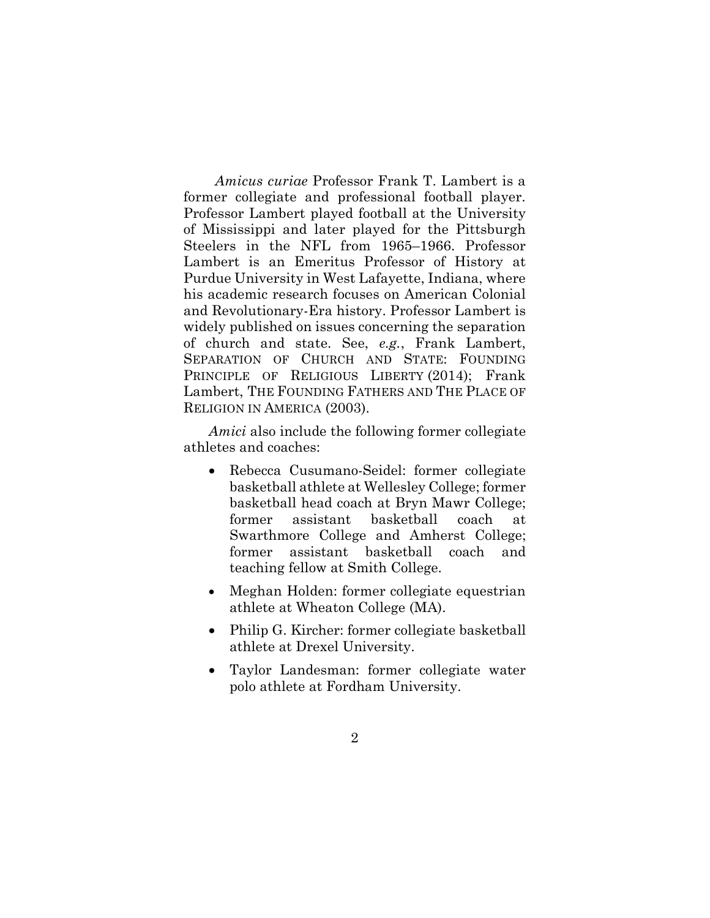*Amicus curiae* Professor Frank T. Lambert is a former collegiate and professional football player. Professor Lambert played football at the University of Mississippi and later played for the Pittsburgh Steelers in the NFL from 1965–1966. Professor Lambert is an Emeritus Professor of History at Purdue University in West Lafayette, Indiana, where his academic research focuses on American Colonial and Revolutionary-Era history. Professor Lambert is widely published on issues concerning the separation of church and state. See, *e.g.*, Frank Lambert, SEPARATION OF CHURCH AND STATE: FOUNDING PRINCIPLE OF RELIGIOUS LIBERTY (2014); Frank Lambert, THE FOUNDING FATHERS AND THE PLACE OF RELIGION IN AMERICA (2003).

*Amici* also include the following former collegiate athletes and coaches:

- Rebecca Cusumano-Seidel: former collegiate basketball athlete at Wellesley College; former basketball head coach at Bryn Mawr College; former assistant basketball coach at Swarthmore College and Amherst College; former assistant basketball coach and teaching fellow at Smith College.
- Meghan Holden: former collegiate equestrian athlete at Wheaton College (MA).
- Philip G. Kircher: former collegiate basketball athlete at Drexel University.
- Taylor Landesman: former collegiate water polo athlete at Fordham University.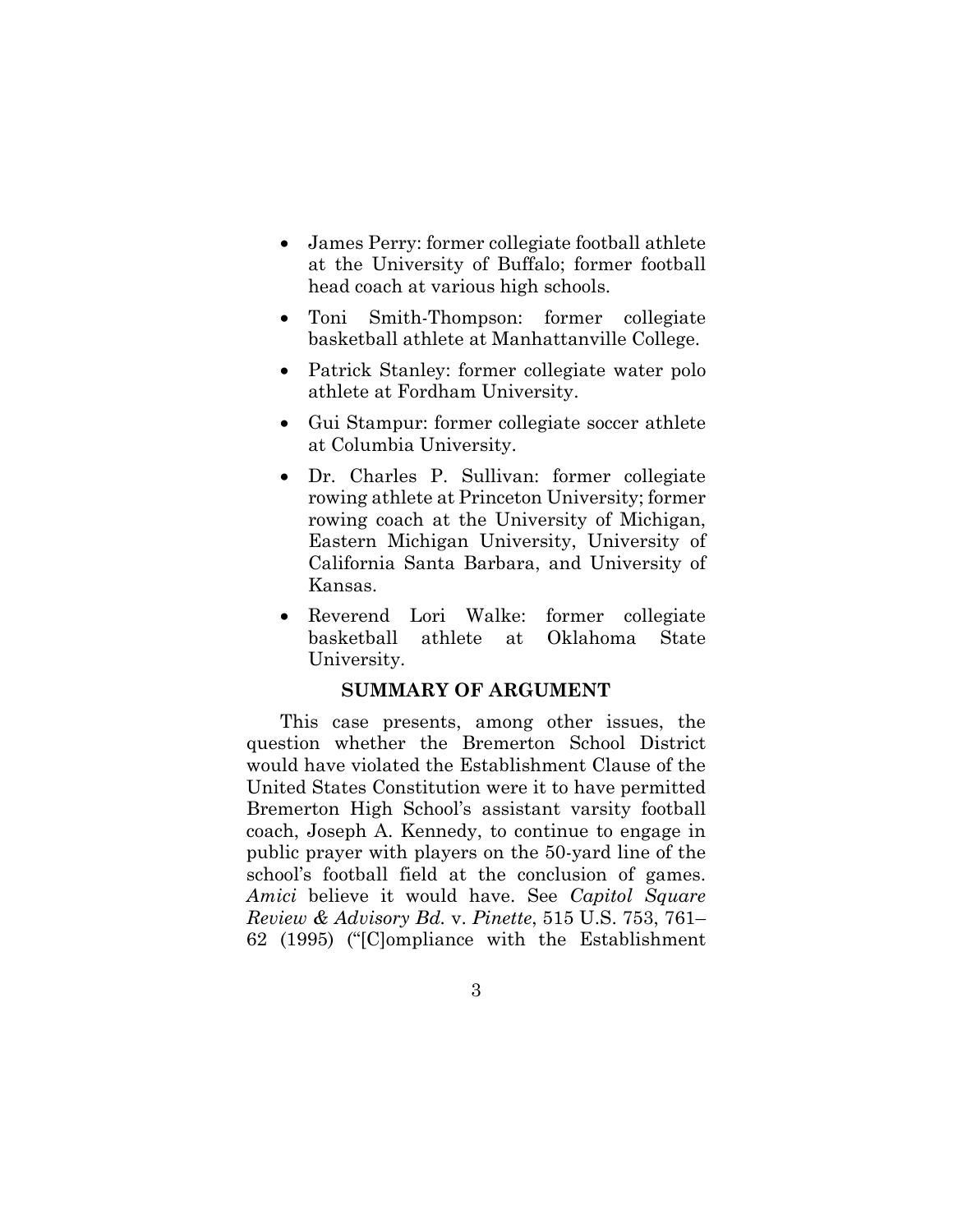- James Perry: former collegiate football athlete at the University of Buffalo; former football head coach at various high schools.
- Toni Smith-Thompson: former collegiate basketball athlete at Manhattanville College.
- Patrick Stanley: former collegiate water polo athlete at Fordham University.
- Gui Stampur: former collegiate soccer athlete at Columbia University.
- Dr. Charles P. Sullivan: former collegiate rowing athlete at Princeton University; former rowing coach at the University of Michigan, Eastern Michigan University, University of California Santa Barbara, and University of Kansas.
- Reverend Lori Walke: former collegiate basketball athlete at Oklahoma State University.

## SUMMARY OF ARGUMENT

This case presents, among other issues, the question whether the Bremerton School District would have violated the Establishment Clause of the United States Constitution were it to have permitted Bremerton High School's assistant varsity football coach, Joseph A. Kennedy, to continue to engage in public prayer with players on the 50-yard line of the school's football field at the conclusion of games. *Amici* believe it would have. See *Capitol Square Review & Advisory Bd.* v. *Pinette*, 515 U.S. 753, 761–62 (1995) ("[C]ompliance with the Establishment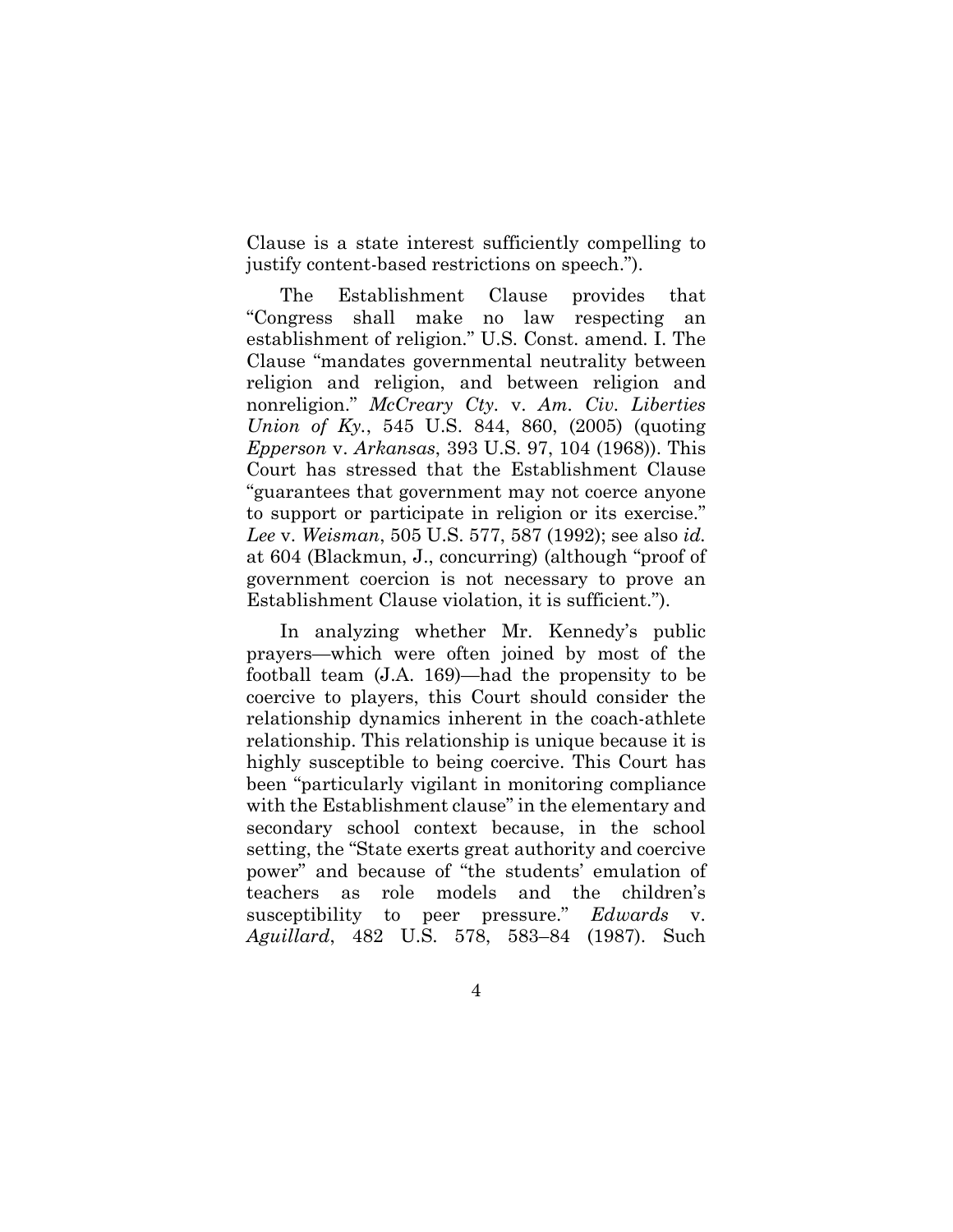Clause is a state interest sufficiently compelling to justify content-based restrictions on speech.").

The Establishment Clause provides that "Congress shall make no law respecting an establishment of religion." U.S. Const. amend. I. The Clause "mandates governmental neutrality between religion and religion, and between religion and nonreligion." *McCreary Cty.* v. *Am. Civ. Liberties Union of Ky.*, 545 U.S. 844, 860, (2005) (quoting *Epperson* v. *Arkansas*, 393 U.S. 97, 104 (1968)). This Court has stressed that the Establishment Clause "guarantees that government may not coerce anyone to support or participate in religion or its exercise." *Lee* v. *Weisman*, 505 U.S. 577, 587 (1992); see also *id.* at 604 (Blackmun, J., concurring) (although "proof of government coercion is not necessary to prove an Establishment Clause violation, it is sufficient.").

In analyzing whether Mr. Kennedy's public prayers—which were often joined by most of the football team (J.A. 169)—had the propensity to be coercive to players, this Court should consider the relationship dynamics inherent in the coach-athlete relationship. This relationship is unique because it is highly susceptible to being coercive. This Court has been "particularly vigilant in monitoring compliance with the Establishment clause" in the elementary and secondary school context because, in the school setting, the "State exerts great authority and coercive power" and because of "the students' emulation of teachers as role models and the children's susceptibility to peer pressure." *Edwards* v. *Aguillard*, 482 U.S. 578, 583–84 (1987). Such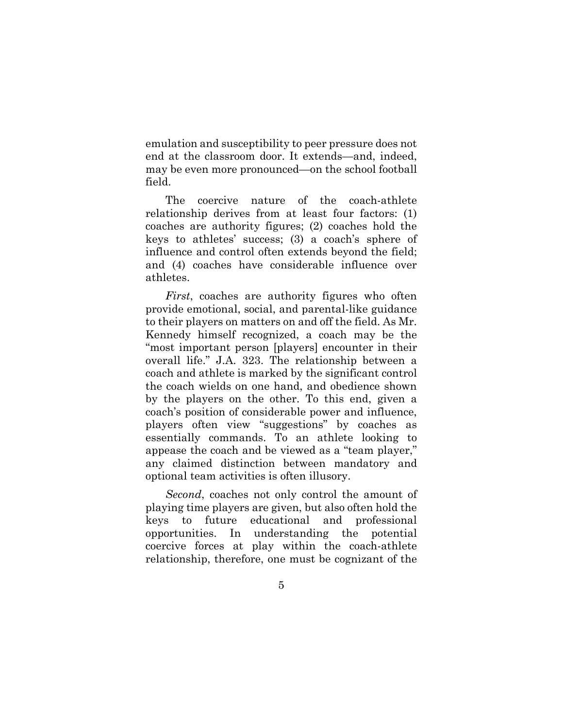emulation and susceptibility to peer pressure does not end at the classroom door. It extends—and, indeed, may be even more pronounced—on the school football field.

The coercive nature of the coach-athlete relationship derives from at least four factors: (1) coaches are authority figures; (2) coaches hold the keys to athletes' success; (3) a coach's sphere of influence and control often extends beyond the field; and (4) coaches have considerable influence over athletes.

*First*, coaches are authority figures who often provide emotional, social, and parental-like guidance to their players on matters on and off the field. As Mr. Kennedy himself recognized, a coach may be the "most important person [players] encounter in their overall life." J.A. 323. The relationship between a coach and athlete is marked by the significant control the coach wields on one hand, and obedience shown by the players on the other. To this end, given a coach's position of considerable power and influence, players often view "suggestions" by coaches as essentially commands. To an athlete looking to appease the coach and be viewed as a "team player," any claimed distinction between mandatory and optional team activities is often illusory.

*Second*, coaches not only control the amount of playing time players are given, but also often hold the keys to future educational and professional opportunities. In understanding the potential coercive forces at play within the coach-athlete relationship, therefore, one must be cognizant of the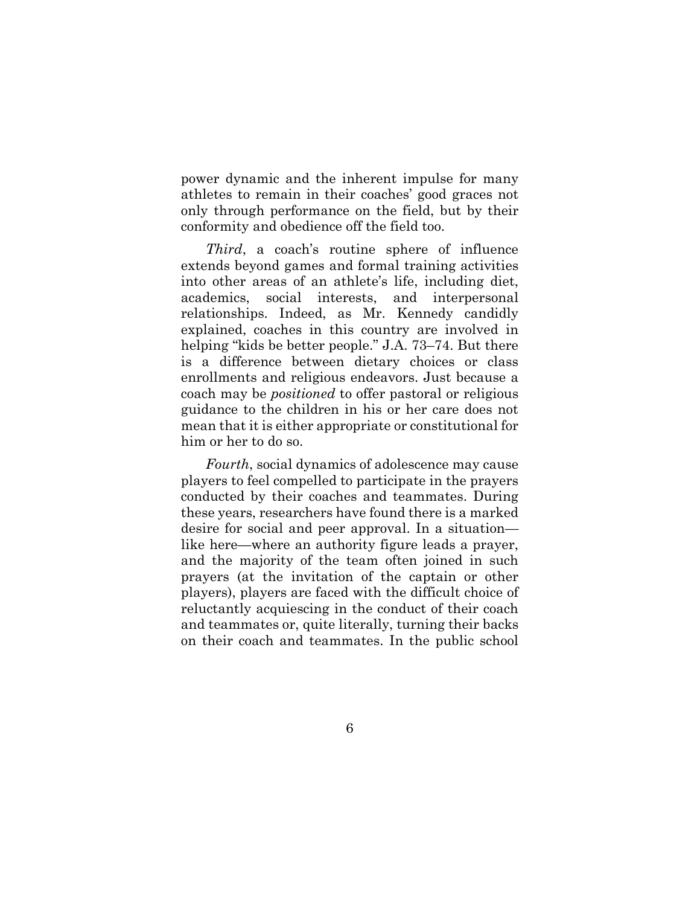power dynamic and the inherent impulse for many athletes to remain in their coaches' good graces not only through performance on the field, but by their conformity and obedience off the field too.

*Third*, a coach's routine sphere of influence extends beyond games and formal training activities into other areas of an athlete's life, including diet, academics, social interests, and interpersonal relationships. Indeed, as Mr. Kennedy candidly explained, coaches in this country are involved in helping "kids be better people." J.A. 73–74. But there is a difference between dietary choices or class enrollments and religious endeavors. Just because a coach may be *positioned* to offer pastoral or religious guidance to the children in his or her care does not mean that it is either appropriate or constitutional for him or her to do so.

*Fourth*, social dynamics of adolescence may cause players to feel compelled to participate in the prayers conducted by their coaches and teammates. During these years, researchers have found there is a marked desire for social and peer approval. In a situation—like here—where an authority figure leads a prayer, and the majority of the team often joined in such prayers (at the invitation of the captain or other players), players are faced with the difficult choice of reluctantly acquiescing in the conduct of their coach and teammates or, quite literally, turning their backs on their coach and teammates. In the public school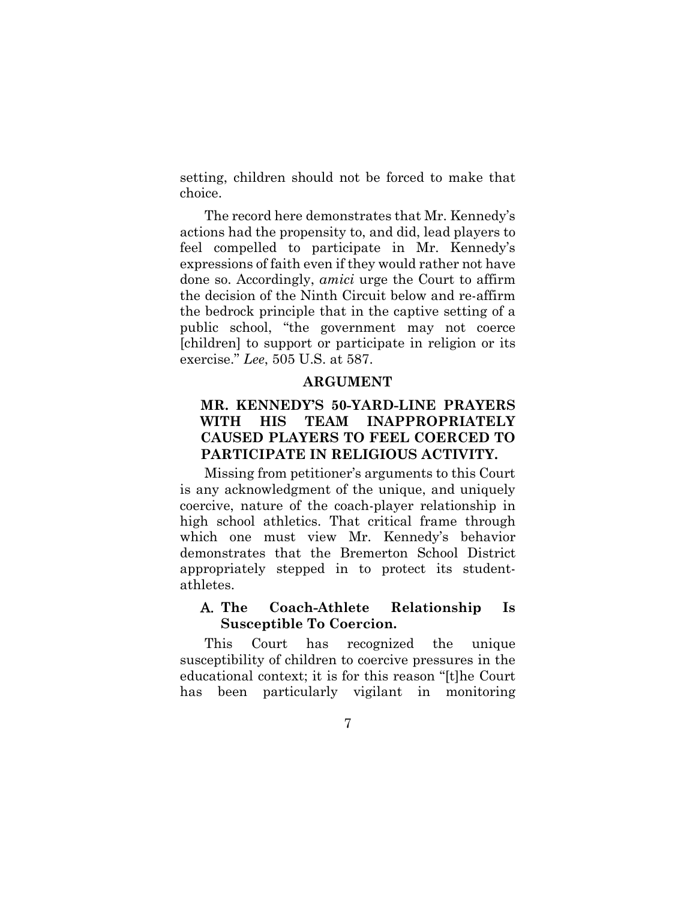setting, children should not be forced to make that choice.

The record here demonstrates that Mr. Kennedy's actions had the propensity to, and did, lead players to feel compelled to participate in Mr. Kennedy's expressions of faith even if they would rather not have done so. Accordingly, *amici* urge the Court to affirm the decision of the Ninth Circuit below and re-affirm the bedrock principle that in the captive setting of a public school, "the government may not coerce [children] to support or participate in religion or its exercise." *Lee*, 505 U.S. at 587.

## ARGUMENT

### MR. KENNEDY'S 50-YARD-LINE PRAYERS WITH HIS TEAM INAPPROPRIATELY CAUSED PLAYERS TO FEEL COERCED TO PARTICIPATE IN RELIGIOUS ACTIVITY.

Missing from petitioner's arguments to this Court is any acknowledgment of the unique, and uniquely coercive, nature of the coach-player relationship in high school athletics. That critical frame through which one must view Mr. Kennedy's behavior demonstrates that the Bremerton School District appropriately stepped in to protect its student-athletes.

#### A. The Coach-Athlete Relationship Is Susceptible To Coercion.

This Court has recognized the unique susceptibility of children to coercive pressures in the educational context; it is for this reason "[t]he Court has been particularly vigilant in monitoring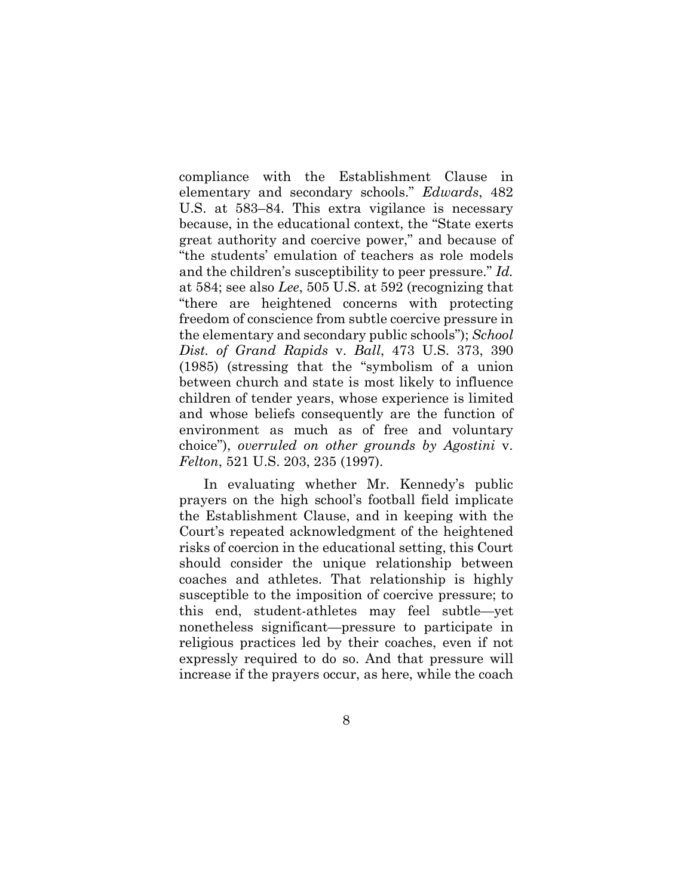compliance with the Establishment Clause in elementary and secondary schools." *Edwards*, 482 U.S. at 583–84. This extra vigilance is necessary because, in the educational context, the "State exerts great authority and coercive power," and because of "the students' emulation of teachers as role models and the children's susceptibility to peer pressure." *Id.* at 584; see also *Lee*, 505 U.S. at 592 (recognizing that "there are heightened concerns with protecting freedom of conscience from subtle coercive pressure in the elementary and secondary public schools"); *School Dist. of Grand Rapids* v. *Ball*, 473 U.S. 373, 390 (1985) (stressing that the "symbolism of a union between church and state is most likely to influence children of tender years, whose experience is limited and whose beliefs consequently are the function of environment as much as of free and voluntary choice"), *overruled on other grounds by Agostini* v. *Felton*, 521 U.S. 203, 235 (1997).

In evaluating whether Mr. Kennedy's public prayers on the high school's football field implicate the Establishment Clause, and in keeping with the Court's repeated acknowledgment of the heightened risks of coercion in the educational setting, this Court should consider the unique relationship between coaches and athletes. That relationship is highly susceptible to the imposition of coercive pressure; to this end, student-athletes may feel subtle—yet nonetheless significant—pressure to participate in religious practices led by their coaches, even if not expressly required to do so. And that pressure will increase if the prayers occur, as here, while the coach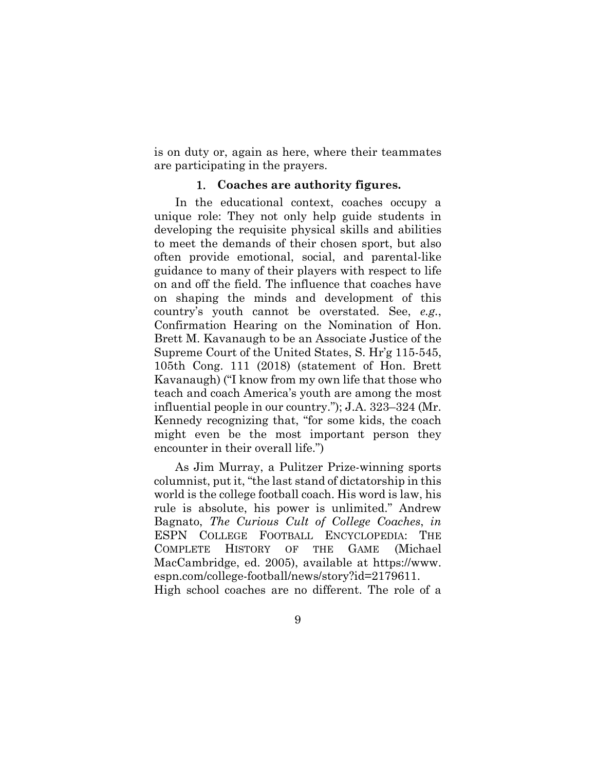is on duty or, again as here, where their teammates are participating in the prayers.

### 1. Coaches are authority figures.

In the educational context, coaches occupy a unique role: They not only help guide students in developing the requisite physical skills and abilities to meet the demands of their chosen sport, but also often provide emotional, social, and parental-like guidance to many of their players with respect to life on and off the field. The influence that coaches have on shaping the minds and development of this country's youth cannot be overstated. See, *e.g.*, Confirmation Hearing on the Nomination of Hon. Brett M. Kavanaugh to be an Associate Justice of the Supreme Court of the United States, S. Hr'g 115-545, 105th Cong. 111 (2018) (statement of Hon. Brett Kavanaugh) ("I know from my own life that those who teach and coach America's youth are among the most influential people in our country."); J.A. 323–324 (Mr. Kennedy recognizing that, "for some kids, the coach might even be the most important person they encounter in their overall life.")

As Jim Murray, a Pulitzer Prize-winning sports columnist, put it, "the last stand of dictatorship in this world is the college football coach. His word is law, his rule is absolute, his power is unlimited." Andrew Bagnato, *The Curious Cult of College Coaches*, *in* ESPN COLLEGE FOOTBALL ENCYCLOPEDIA: THE COMPLETE HISTORY OF THE GAME (Michael MacCambridge, ed. 2005), available at https://www.espn.com/college-football/news/story?id=2179611.
High school coaches are no different. The role of a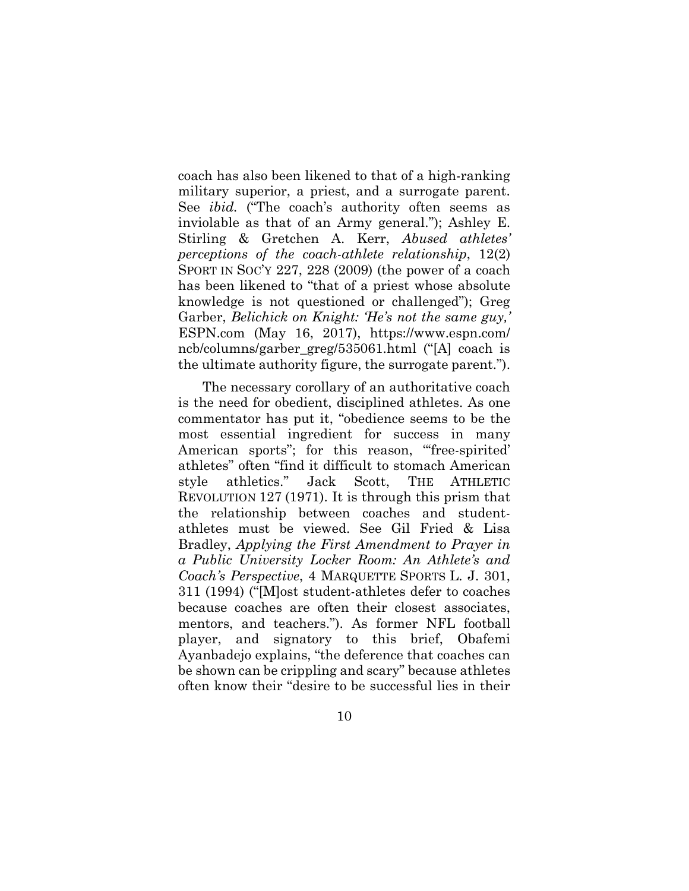coach has also been likened to that of a high-ranking military superior, a priest, and a surrogate parent. See *ibid.* ("The coach's authority often seems as inviolable as that of an Army general."); Ashley E. Stirling & Gretchen A. Kerr, *Abused athletes' perceptions of the coach-athlete relationship*, 12(2) SPORT IN SOC'Y 227, 228 (2009) (the power of a coach has been likened to "that of a priest whose absolute knowledge is not questioned or challenged"); Greg Garber, *Belichick on Knight: 'He's not the same guy,'* ESPN.com (May 16, 2017), https://www.espn.com/ncb/columns/garber_greg/535061.html ("[A] coach is the ultimate authority figure, the surrogate parent.").

The necessary corollary of an authoritative coach is the need for obedient, disciplined athletes. As one commentator has put it, "obedience seems to be the most essential ingredient for success in many American sports"; for this reason, "'free-spirited' athletes" often "find it difficult to stomach American style athletics." Jack Scott, THE ATHLETIC REVOLUTION 127 (1971). It is through this prism that the relationship between coaches and student-athletes must be viewed. See Gil Fried & Lisa Bradley, *Applying the First Amendment to Prayer in a Public University Locker Room: An Athlete's and Coach's Perspective*, 4 MARQUETTE SPORTS L. J. 301, 311 (1994) ("[M]ost student-athletes defer to coaches because coaches are often their closest associates, mentors, and teachers."). As former NFL football player, and signatory to this brief, Obafemi Ayanbadejo explains, "the deference that coaches can be shown can be crippling and scary" because athletes often know their "desire to be successful lies in their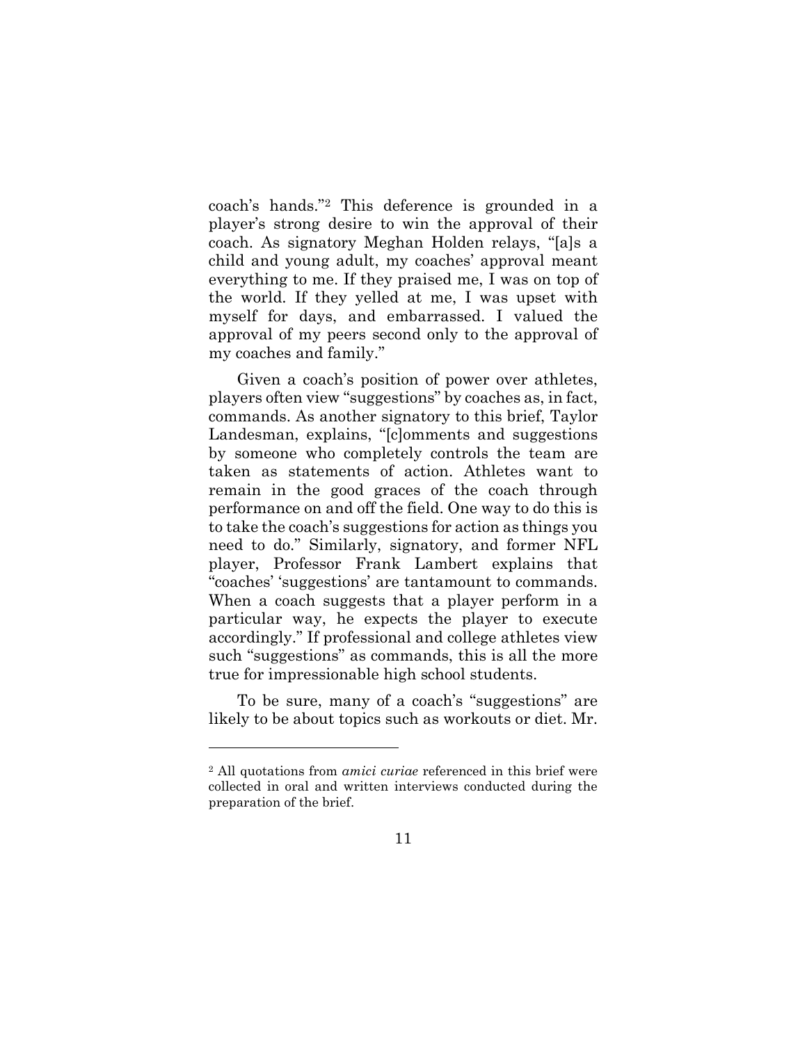coach's hands."[2] This deference is grounded in a player's strong desire to win the approval of their coach. As signatory Meghan Holden relays, "[a]s a child and young adult, my coaches' approval meant everything to me. If they praised me, I was on top of the world. If they yelled at me, I was upset with myself for days, and embarrassed. I valued the approval of my peers second only to the approval of my coaches and family."

Given a coach's position of power over athletes, players often view "suggestions" by coaches as, in fact, commands. As another signatory to this brief, Taylor Landesman, explains, "[c]omments and suggestions by someone who completely controls the team are taken as statements of action. Athletes want to remain in the good graces of the coach through performance on and off the field. One way to do this is to take the coach's suggestions for action as things you need to do." Similarly, signatory, and former NFL player, Professor Frank Lambert explains that "coaches' 'suggestions' are tantamount to commands. When a coach suggests that a player perform in a particular way, he expects the player to execute accordingly." If professional and college athletes view such "suggestions" as commands, this is all the more true for impressionable high school students.

To be sure, many of a coach's "suggestions" are likely to be about topics such as workouts or diet. Mr.

---

[2] All quotations from *amici curiae* referenced in this brief were collected in oral and written interviews conducted during the preparation of the brief.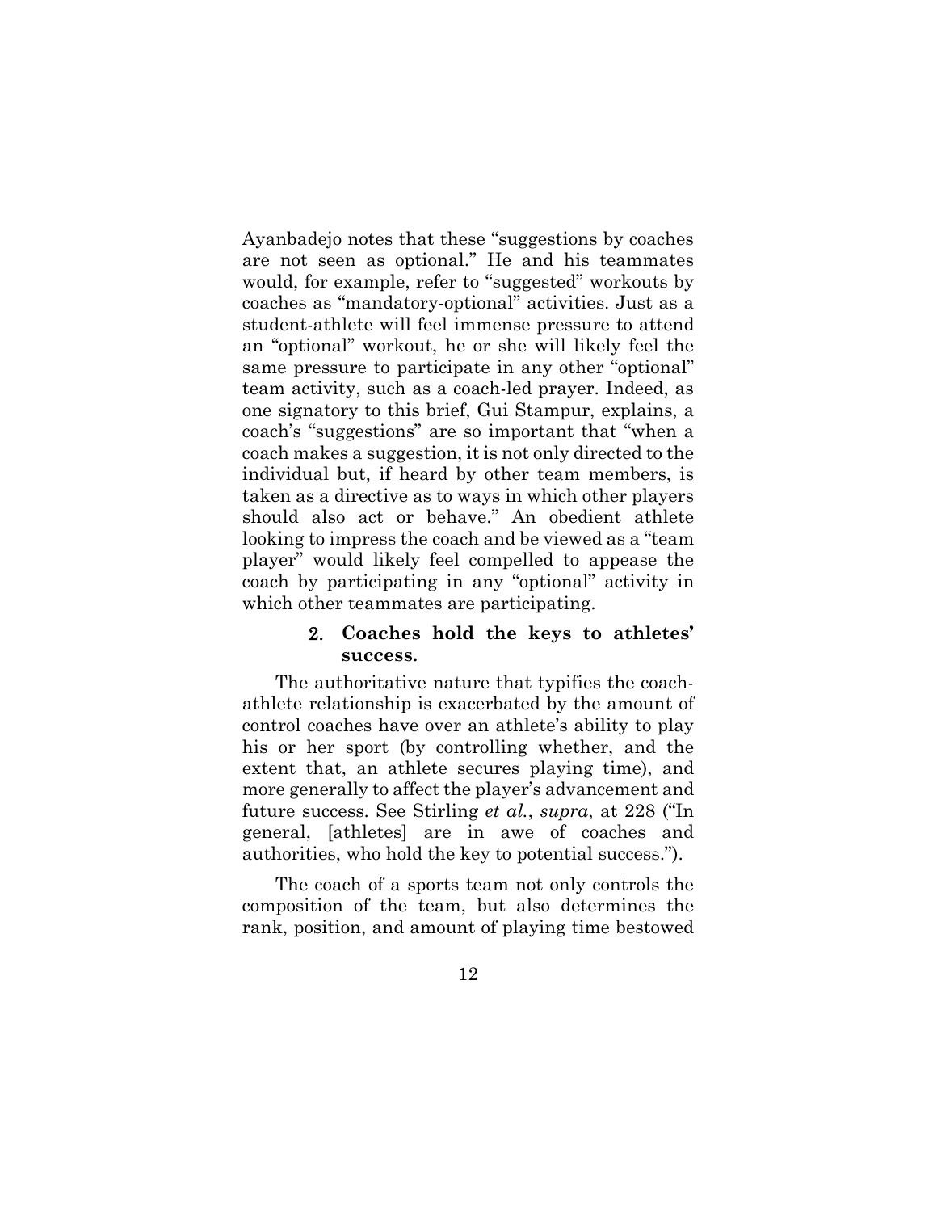Ayanbadejo notes that these "suggestions by coaches are not seen as optional." He and his teammates would, for example, refer to "suggested" workouts by coaches as "mandatory-optional" activities. Just as a student-athlete will feel immense pressure to attend an "optional" workout, he or she will likely feel the same pressure to participate in any other "optional" team activity, such as a coach-led prayer. Indeed, as one signatory to this brief, Gui Stampur, explains, a coach's "suggestions" are so important that "when a coach makes a suggestion, it is not only directed to the individual but, if heard by other team members, is taken as a directive as to ways in which other players should also act or behave." An obedient athlete looking to impress the coach and be viewed as a "team player" would likely feel compelled to appease the coach by participating in any "optional" activity in which other teammates are participating.

#### 2. Coaches hold the keys to athletes' success.

The authoritative nature that typifies the coach-athlete relationship is exacerbated by the amount of control coaches have over an athlete's ability to play his or her sport (by controlling whether, and the extent that, an athlete secures playing time), and more generally to affect the player's advancement and future success. See Stirling *et al.*, *supra*, at 228 ("In general, [athletes] are in awe of coaches and authorities, who hold the key to potential success.").

The coach of a sports team not only controls the composition of the team, but also determines the rank, position, and amount of playing time bestowed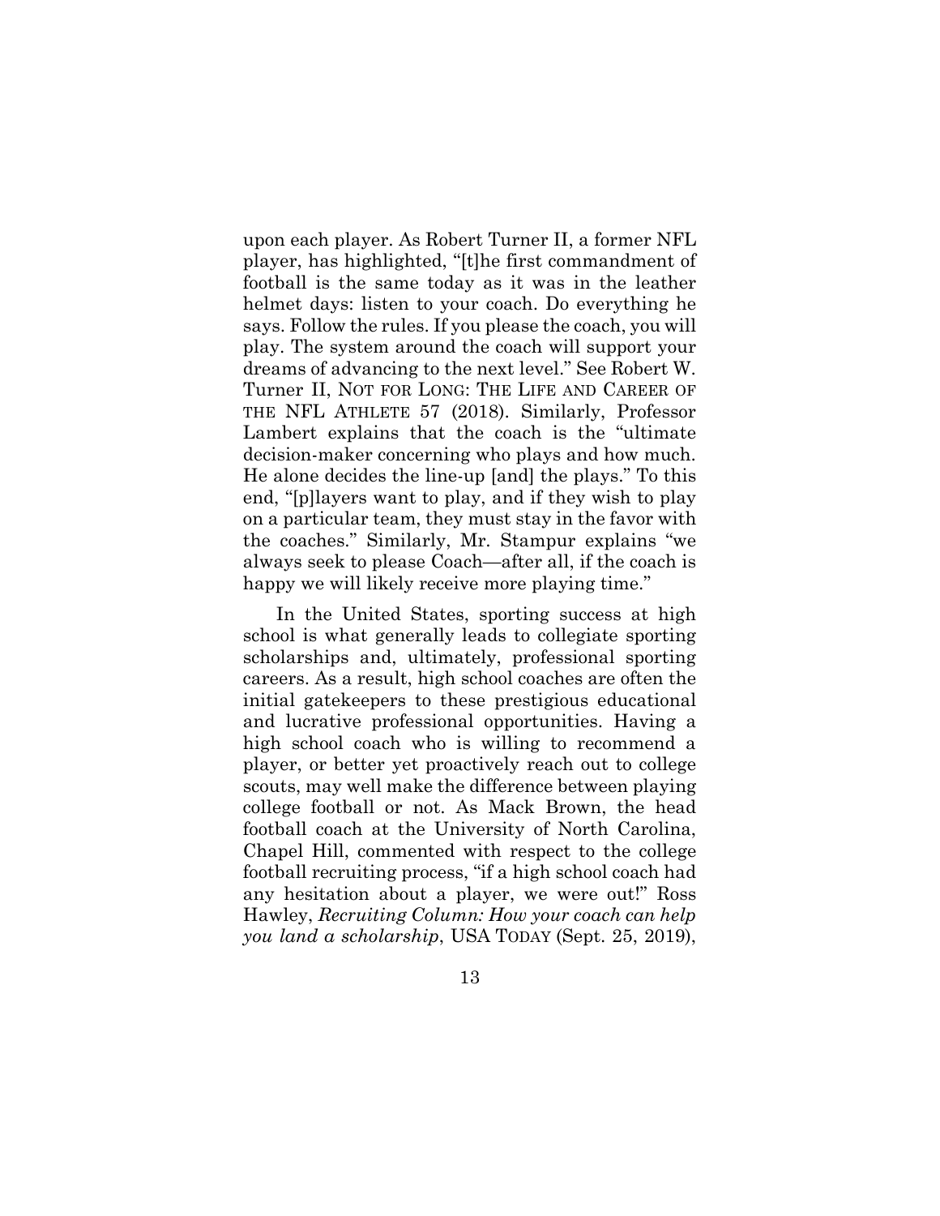upon each player. As Robert Turner II, a former NFL player, has highlighted, "[t]he first commandment of football is the same today as it was in the leather helmet days: listen to your coach. Do everything he says. Follow the rules. If you please the coach, you will play. The system around the coach will support your dreams of advancing to the next level." See Robert W. Turner II, NOT FOR LONG: THE LIFE AND CAREER OF THE NFL ATHLETE 57 (2018). Similarly, Professor Lambert explains that the coach is the "ultimate decision-maker concerning who plays and how much. He alone decides the line-up [and] the plays." To this end, "[p]layers want to play, and if they wish to play on a particular team, they must stay in the favor with the coaches." Similarly, Mr. Stampur explains "we always seek to please Coach—after all, if the coach is happy we will likely receive more playing time."

In the United States, sporting success at high school is what generally leads to collegiate sporting scholarships and, ultimately, professional sporting careers. As a result, high school coaches are often the initial gatekeepers to these prestigious educational and lucrative professional opportunities. Having a high school coach who is willing to recommend a player, or better yet proactively reach out to college scouts, may well make the difference between playing college football or not. As Mack Brown, the head football coach at the University of North Carolina, Chapel Hill, commented with respect to the college football recruiting process, "if a high school coach had any hesitation about a player, we were out!" Ross Hawley, *Recruiting Column: How your coach can help you land a scholarship*, USA TODAY (Sept. 25, 2019),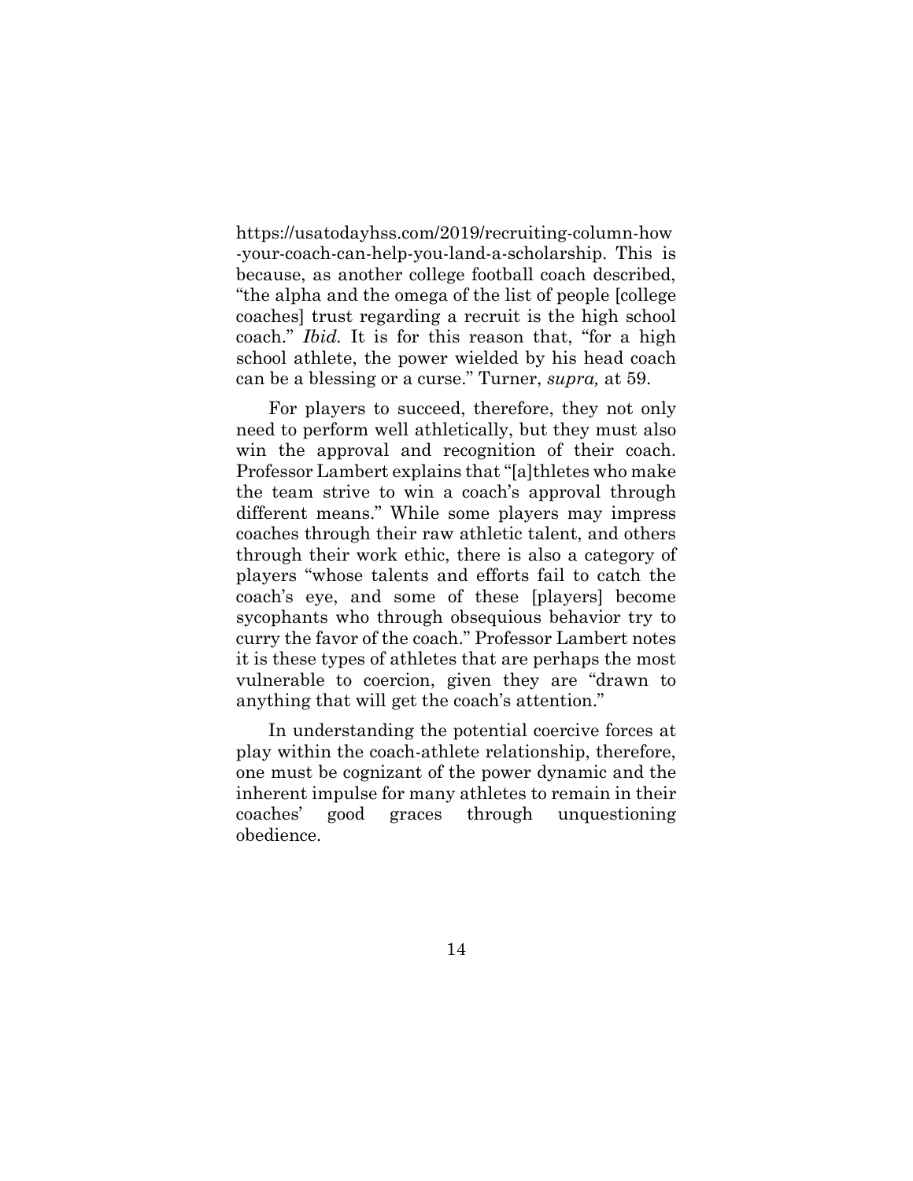https://usatodayhss.com/2019/recruiting-column-how-your-coach-can-help-you-land-a-scholarship. This is because, as another college football coach described, "the alpha and the omega of the list of people [college coaches] trust regarding a recruit is the high school coach." *Ibid.* It is for this reason that, "for a high school athlete, the power wielded by his head coach can be a blessing or a curse." Turner, *supra,* at 59.

For players to succeed, therefore, they not only need to perform well athletically, but they must also win the approval and recognition of their coach. Professor Lambert explains that "[a]thletes who make the team strive to win a coach's approval through different means." While some players may impress coaches through their raw athletic talent, and others through their work ethic, there is also a category of players "whose talents and efforts fail to catch the coach's eye, and some of these [players] become sycophants who through obsequious behavior try to curry the favor of the coach." Professor Lambert notes it is these types of athletes that are perhaps the most vulnerable to coercion, given they are "drawn to anything that will get the coach's attention."

In understanding the potential coercive forces at play within the coach-athlete relationship, therefore, one must be cognizant of the power dynamic and the inherent impulse for many athletes to remain in their coaches' good graces through unquestioning obedience.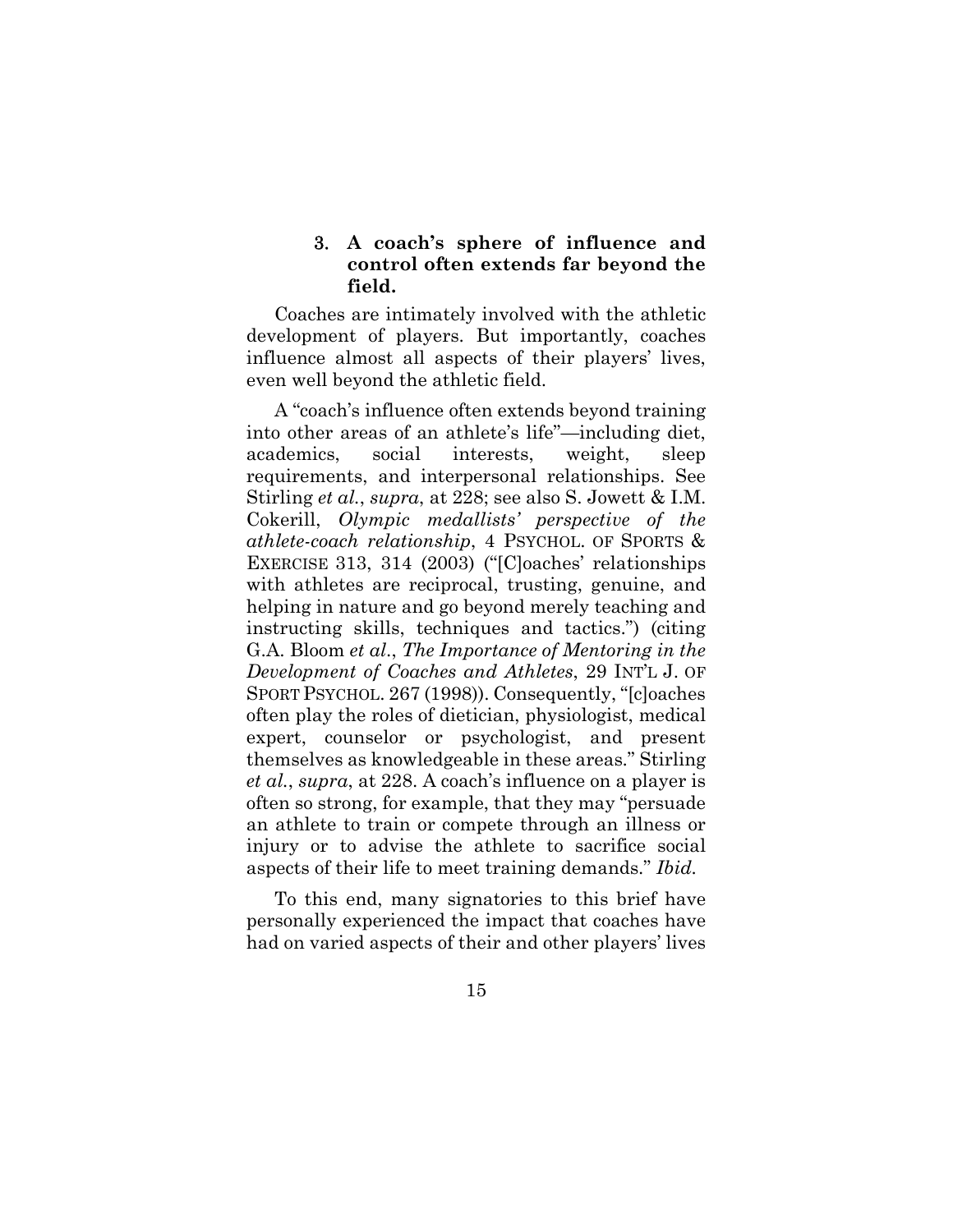### 3. A coach's sphere of influence and control often extends far beyond the field.

Coaches are intimately involved with the athletic development of players. But importantly, coaches influence almost all aspects of their players' lives, even well beyond the athletic field.

A "coach's influence often extends beyond training into other areas of an athlete's life"—including diet, academics, social interests, weight, sleep requirements, and interpersonal relationships. See Stirling *et al.*, *supra*, at 228; see also S. Jowett & I.M. Cokerill, *Olympic medallists' perspective of the athlete-coach relationship*, 4 PSYCHOL. OF SPORTS & EXERCISE 313, 314 (2003) ("[C]oaches' relationships with athletes are reciprocal, trusting, genuine, and helping in nature and go beyond merely teaching and instructing skills, techniques and tactics.") (citing G.A. Bloom *et al*., *The Importance of Mentoring in the Development of Coaches and Athletes*, 29 INT'L J. OF SPORT PSYCHOL. 267 (1998)). Consequently, "[c]oaches often play the roles of dietician, physiologist, medical expert, counselor or psychologist, and present themselves as knowledgeable in these areas." Stirling *et al.*, *supra*, at 228. A coach's influence on a player is often so strong, for example, that they may "persuade an athlete to train or compete through an illness or injury or to advise the athlete to sacrifice social aspects of their life to meet training demands." *Ibid.*

To this end, many signatories to this brief have personally experienced the impact that coaches have had on varied aspects of their and other players' lives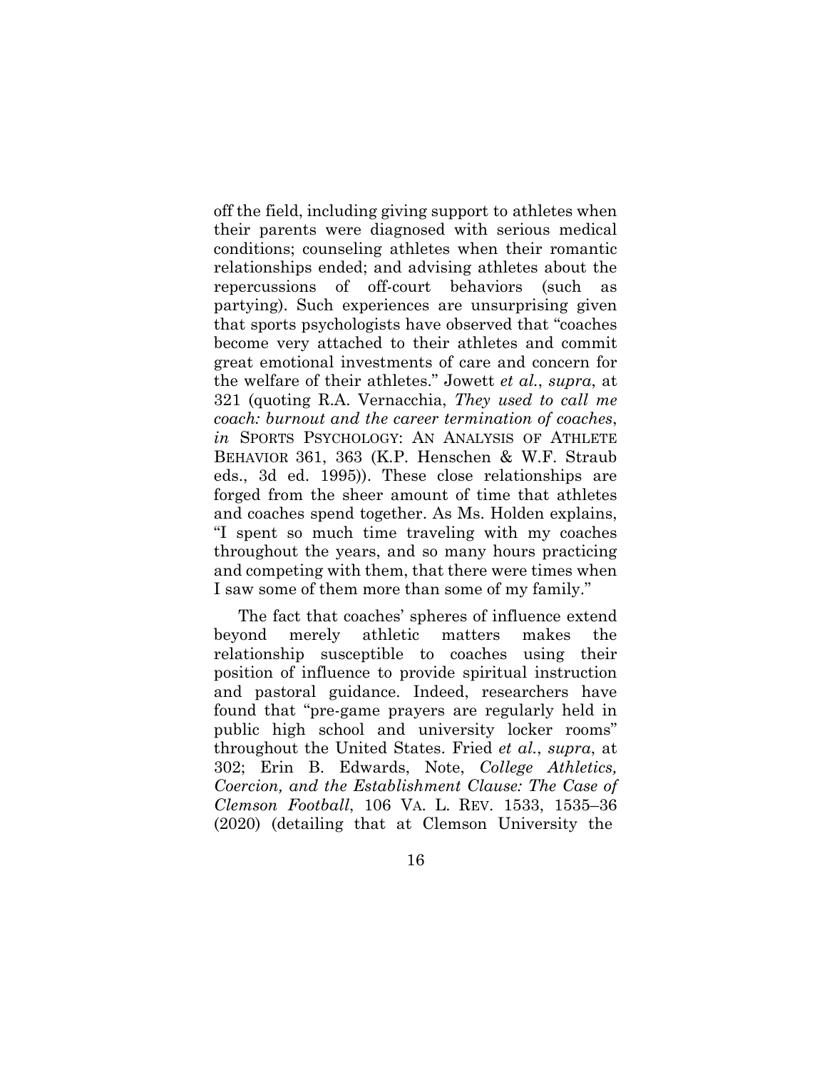off the field, including giving support to athletes when their parents were diagnosed with serious medical conditions; counseling athletes when their romantic relationships ended; and advising athletes about the repercussions of off-court behaviors (such as partying). Such experiences are unsurprising given that sports psychologists have observed that "coaches become very attached to their athletes and commit great emotional investments of care and concern for the welfare of their athletes." Jowett *et al.*, *supra*, at 321 (quoting R.A. Vernacchia, *They used to call me coach: burnout and the career termination of coaches*, *in* SPORTS PSYCHOLOGY: AN ANALYSIS OF ATHLETE BEHAVIOR 361, 363 (K.P. Henschen & W.F. Straub eds., 3d ed. 1995)). These close relationships are forged from the sheer amount of time that athletes and coaches spend together. As Ms. Holden explains, "I spent so much time traveling with my coaches throughout the years, and so many hours practicing and competing with them, that there were times when I saw some of them more than some of my family."

The fact that coaches' spheres of influence extend beyond merely athletic matters makes the relationship susceptible to coaches using their position of influence to provide spiritual instruction and pastoral guidance. Indeed, researchers have found that "pre-game prayers are regularly held in public high school and university locker rooms" throughout the United States. Fried *et al.*, *supra*, at 302; Erin B. Edwards, Note, *College Athletics, Coercion, and the Establishment Clause: The Case of Clemson Football*, 106 VA. L. REV. 1533, 1535–36 (2020) (detailing that at Clemson University the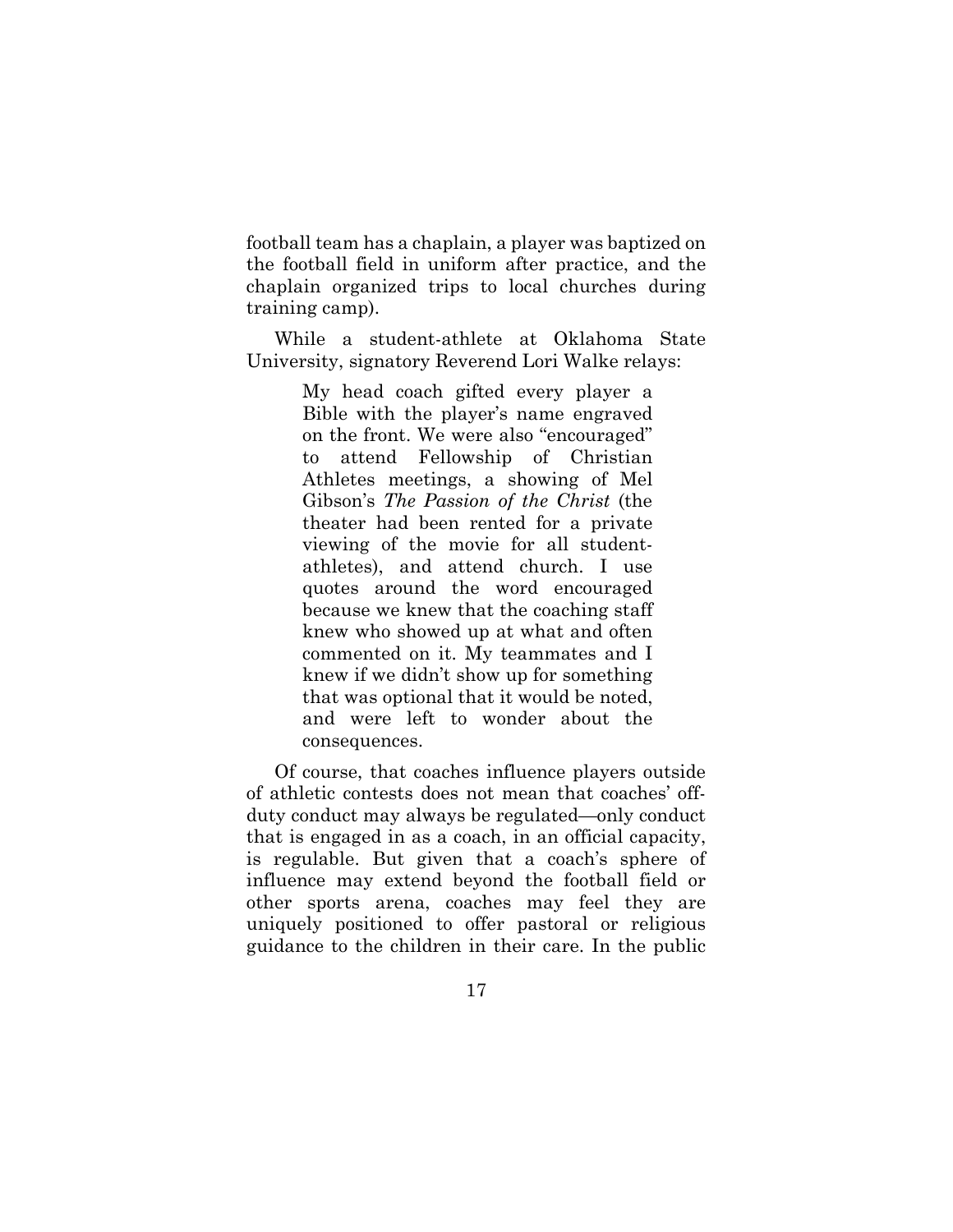football team has a chaplain, a player was baptized on the football field in uniform after practice, and the chaplain organized trips to local churches during training camp).

While a student-athlete at Oklahoma State University, signatory Reverend Lori Walke relays:

> My head coach gifted every player a Bible with the player's name engraved on the front. We were also "encouraged" to attend Fellowship of Christian Athletes meetings, a showing of Mel Gibson's *The Passion of the Christ* (the theater had been rented for a private viewing of the movie for all student-athletes), and attend church. I use quotes around the word encouraged because we knew that the coaching staff knew who showed up at what and often commented on it. My teammates and I knew if we didn't show up for something that was optional that it would be noted, and were left to wonder about the consequences.

Of course, that coaches influence players outside of athletic contests does not mean that coaches' off-duty conduct may always be regulated—only conduct that is engaged in as a coach, in an official capacity, is regulable. But given that a coach's sphere of influence may extend beyond the football field or other sports arena, coaches may feel they are uniquely positioned to offer pastoral or religious guidance to the children in their care. In the public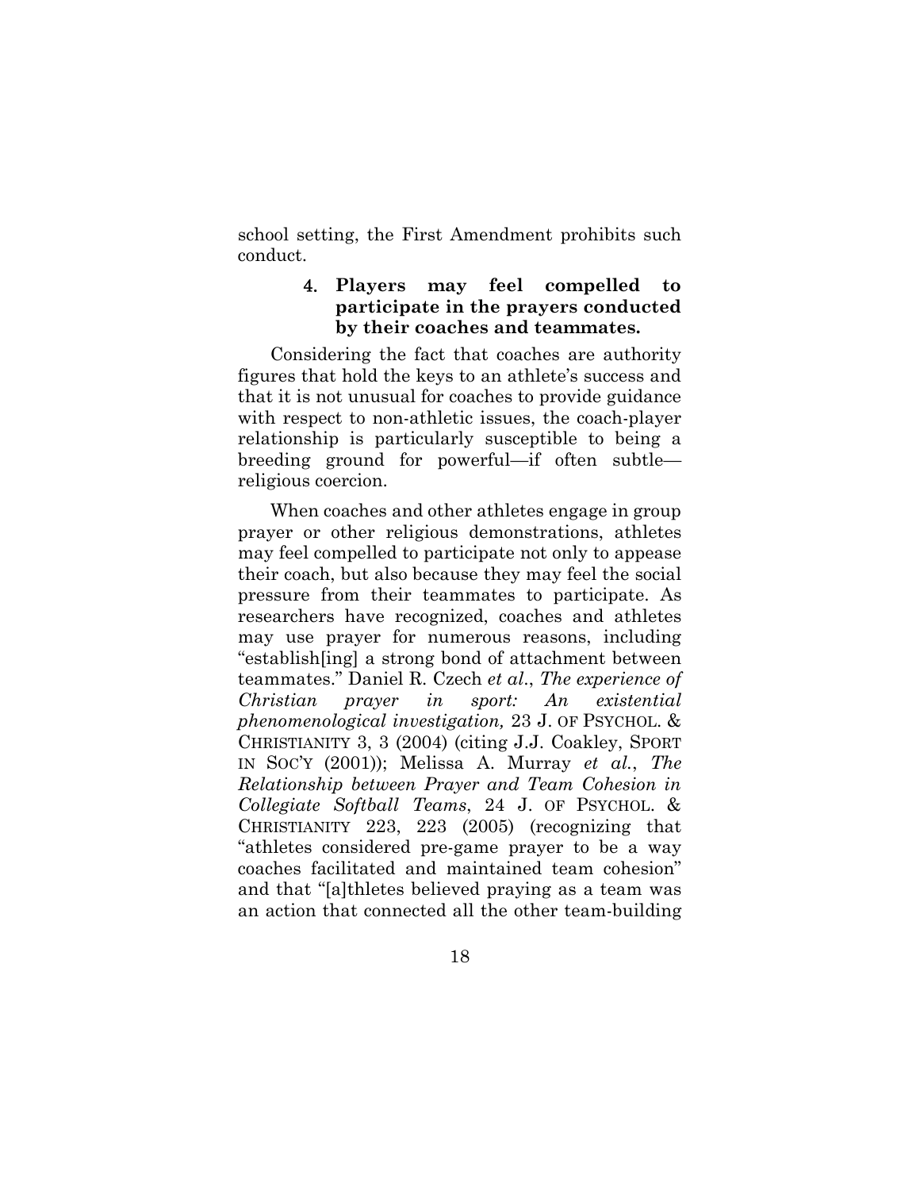school setting, the First Amendment prohibits such conduct.

#### 4. **Players may feel compelled to participate in the prayers conducted by their coaches and teammates.**

Considering the fact that coaches are authority figures that hold the keys to an athlete's success and that it is not unusual for coaches to provide guidance with respect to non-athletic issues, the coach-player relationship is particularly susceptible to being a breeding ground for powerful—if often subtle—religious coercion.

When coaches and other athletes engage in group prayer or other religious demonstrations, athletes may feel compelled to participate not only to appease their coach, but also because they may feel the social pressure from their teammates to participate. As researchers have recognized, coaches and athletes may use prayer for numerous reasons, including "establish[ing] a strong bond of attachment between teammates." Daniel R. Czech *et al.*, *The experience of Christian prayer in sport: An existential phenomenological investigation,* 23 J. OF PSYCHOL. & CHRISTIANITY 3, 3 (2004) (citing J.J. Coakley, SPORT IN SOC'Y (2001)); Melissa A. Murray *et al.*, *The Relationship between Prayer and Team Cohesion in Collegiate Softball Teams*, 24 J. OF PSYCHOL. & CHRISTIANITY 223, 223 (2005) (recognizing that "athletes considered pre-game prayer to be a way coaches facilitated and maintained team cohesion" and that "[a]thletes believed praying as a team was an action that connected all the other team-building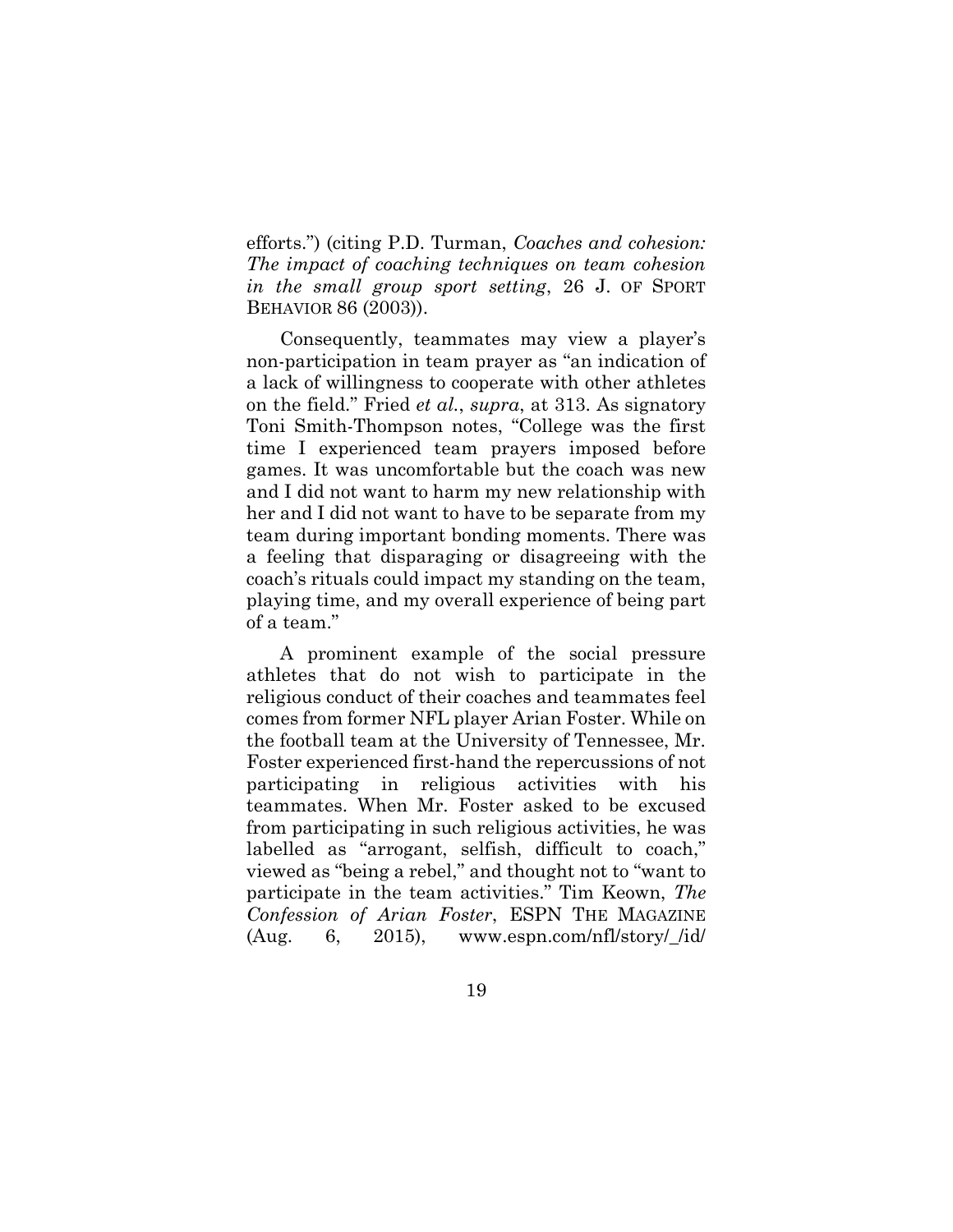efforts.") (citing P.D. Turman, *Coaches and cohesion: The impact of coaching techniques on team cohesion in the small group sport setting*, 26 J. OF SPORT BEHAVIOR 86 (2003)).

Consequently, teammates may view a player's non-participation in team prayer as "an indication of a lack of willingness to cooperate with other athletes on the field." Fried *et al.*, *supra*, at 313. As signatory Toni Smith-Thompson notes, "College was the first time I experienced team prayers imposed before games. It was uncomfortable but the coach was new and I did not want to harm my new relationship with her and I did not want to have to be separate from my team during important bonding moments. There was a feeling that disparaging or disagreeing with the coach's rituals could impact my standing on the team, playing time, and my overall experience of being part of a team."

A prominent example of the social pressure athletes that do not wish to participate in the religious conduct of their coaches and teammates feel comes from former NFL player Arian Foster. While on the football team at the University of Tennessee, Mr. Foster experienced first-hand the repercussions of not participating in religious activities with his teammates. When Mr. Foster asked to be excused from participating in such religious activities, he was labelled as "arrogant, selfish, difficult to coach," viewed as "being a rebel," and thought not to "want to participate in the team activities." Tim Keown, *The Confession of Arian Foster*, ESPN THE MAGAZINE (Aug. 6, 2015), www.espn.com/nfl/story/_/id/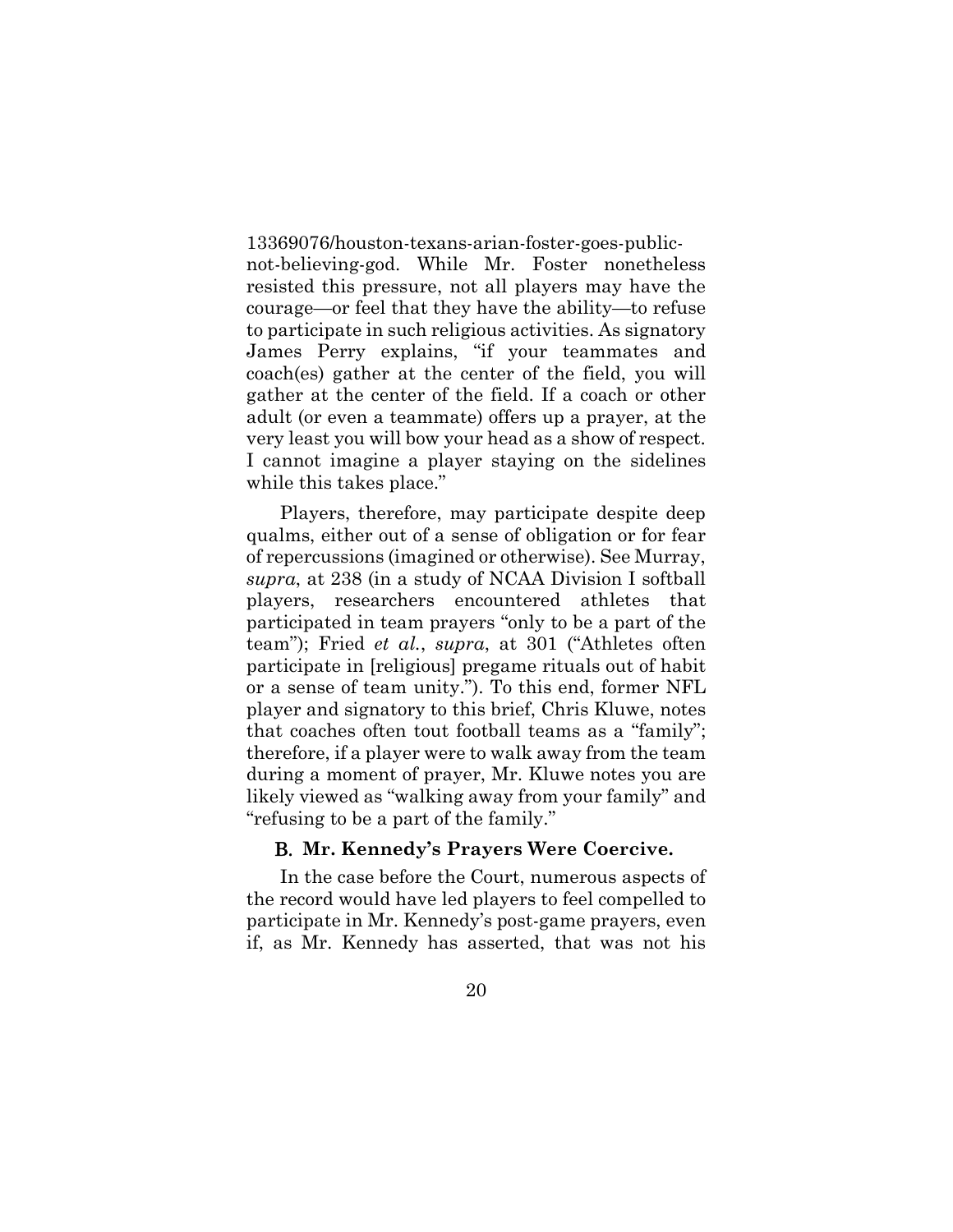13369076/houston-texans-arian-foster-goes-public-not-believing-god. While Mr. Foster nonetheless resisted this pressure, not all players may have the courage—or feel that they have the ability—to refuse to participate in such religious activities. As signatory James Perry explains, "if your teammates and coach(es) gather at the center of the field, you will gather at the center of the field. If a coach or other adult (or even a teammate) offers up a prayer, at the very least you will bow your head as a show of respect. I cannot imagine a player staying on the sidelines while this takes place."

Players, therefore, may participate despite deep qualms, either out of a sense of obligation or for fear of repercussions (imagined or otherwise). See Murray, *supra*, at 238 (in a study of NCAA Division I softball players, researchers encountered athletes that participated in team prayers "only to be a part of the team"); Fried *et al.*, *supra*, at 301 ("Athletes often participate in [religious] pregame rituals out of habit or a sense of team unity."). To this end, former NFL player and signatory to this brief, Chris Kluwe, notes that coaches often tout football teams as a "family"; therefore, if a player were to walk away from the team during a moment of prayer, Mr. Kluwe notes you are likely viewed as "walking away from your family" and "refusing to be a part of the family."

### B. Mr. Kennedy's Prayers Were Coercive.

In the case before the Court, numerous aspects of the record would have led players to feel compelled to participate in Mr. Kennedy's post-game prayers, even if, as Mr. Kennedy has asserted, that was not his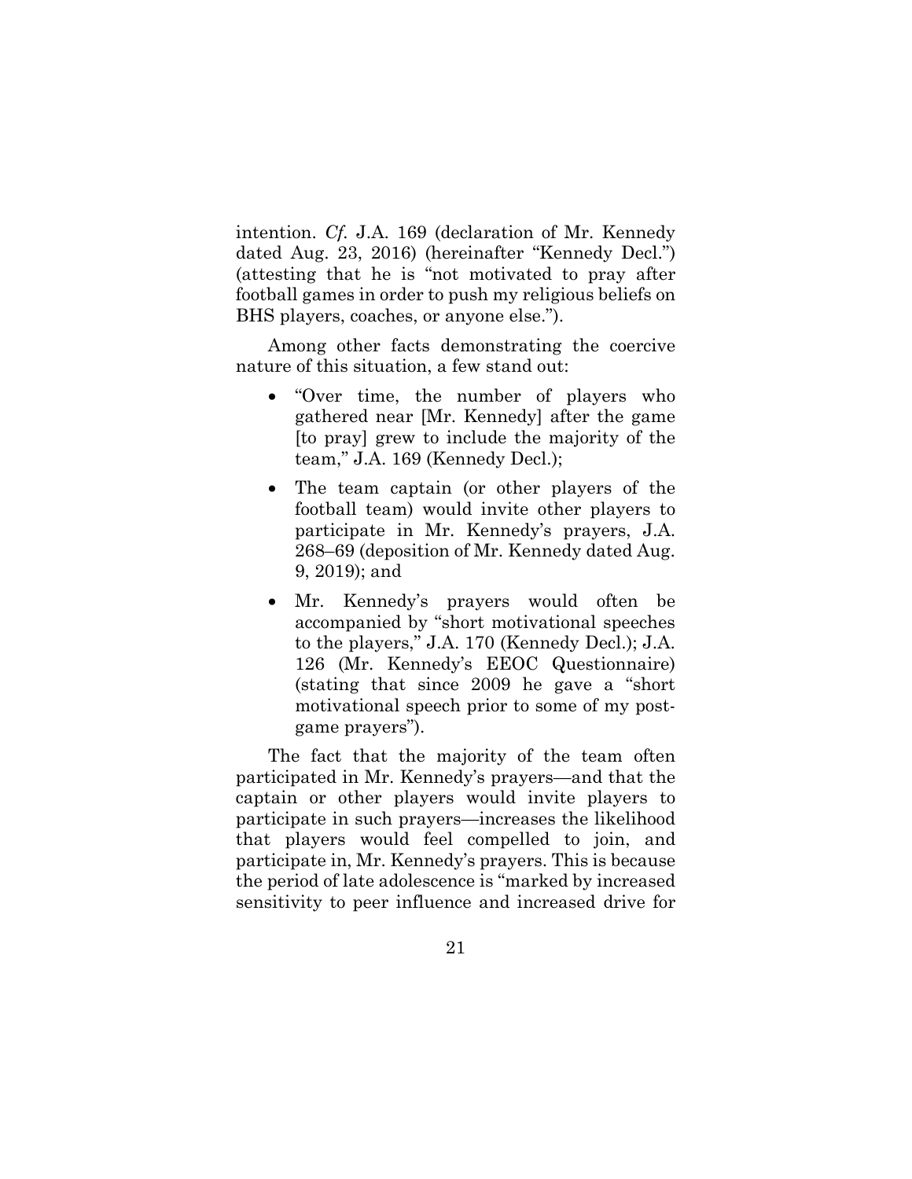intention. *Cf.* J.A. 169 (declaration of Mr. Kennedy dated Aug. 23, 2016) (hereinafter "Kennedy Decl.") (attesting that he is "not motivated to pray after football games in order to push my religious beliefs on BHS players, coaches, or anyone else.").

Among other facts demonstrating the coercive nature of this situation, a few stand out:

- "Over time, the number of players who gathered near [Mr. Kennedy] after the game [to pray] grew to include the majority of the team," J.A. 169 (Kennedy Decl.);
- The team captain (or other players of the football team) would invite other players to participate in Mr. Kennedy's prayers, J.A. 268–69 (deposition of Mr. Kennedy dated Aug. 9, 2019); and
- Mr. Kennedy's prayers would often be accompanied by "short motivational speeches to the players," J.A. 170 (Kennedy Decl.); J.A. 126 (Mr. Kennedy's EEOC Questionnaire) (stating that since 2009 he gave a "short motivational speech prior to some of my post-game prayers").

The fact that the majority of the team often participated in Mr. Kennedy's prayers—and that the captain or other players would invite players to participate in such prayers—increases the likelihood that players would feel compelled to join, and participate in, Mr. Kennedy's prayers. This is because the period of late adolescence is "marked by increased sensitivity to peer influence and increased drive for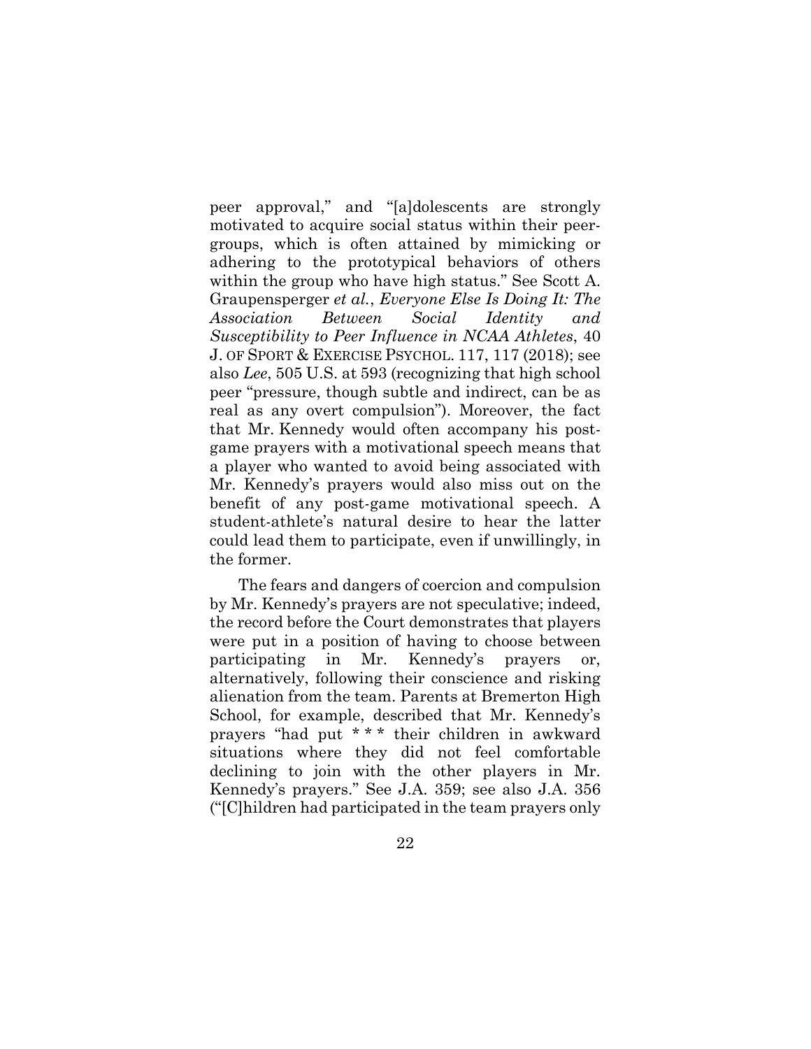peer approval," and "[a]dolescents are strongly motivated to acquire social status within their peer-groups, which is often attained by mimicking or adhering to the prototypical behaviors of others within the group who have high status." See Scott A. Graupensperger *et al.*, *Everyone Else Is Doing It: The Association Between Social Identity and Susceptibility to Peer Influence in NCAA Athletes*, 40 J. OF SPORT & EXERCISE PSYCHOL. 117, 117 (2018); see also *Lee*, 505 U.S. at 593 (recognizing that high school peer "pressure, though subtle and indirect, can be as real as any overt compulsion"). Moreover, the fact that Mr. Kennedy would often accompany his post-game prayers with a motivational speech means that a player who wanted to avoid being associated with Mr. Kennedy's prayers would also miss out on the benefit of any post-game motivational speech. A student-athlete's natural desire to hear the latter could lead them to participate, even if unwillingly, in the former.

The fears and dangers of coercion and compulsion by Mr. Kennedy's prayers are not speculative; indeed, the record before the Court demonstrates that players were put in a position of having to choose between participating in Mr. Kennedy's prayers or, alternatively, following their conscience and risking alienation from the team. Parents at Bremerton High School, for example, described that Mr. Kennedy's prayers "had put * * * their children in awkward situations where they did not feel comfortable declining to join with the other players in Mr. Kennedy's prayers." See J.A. 359; see also J.A. 356 ("[C]hildren had participated in the team prayers only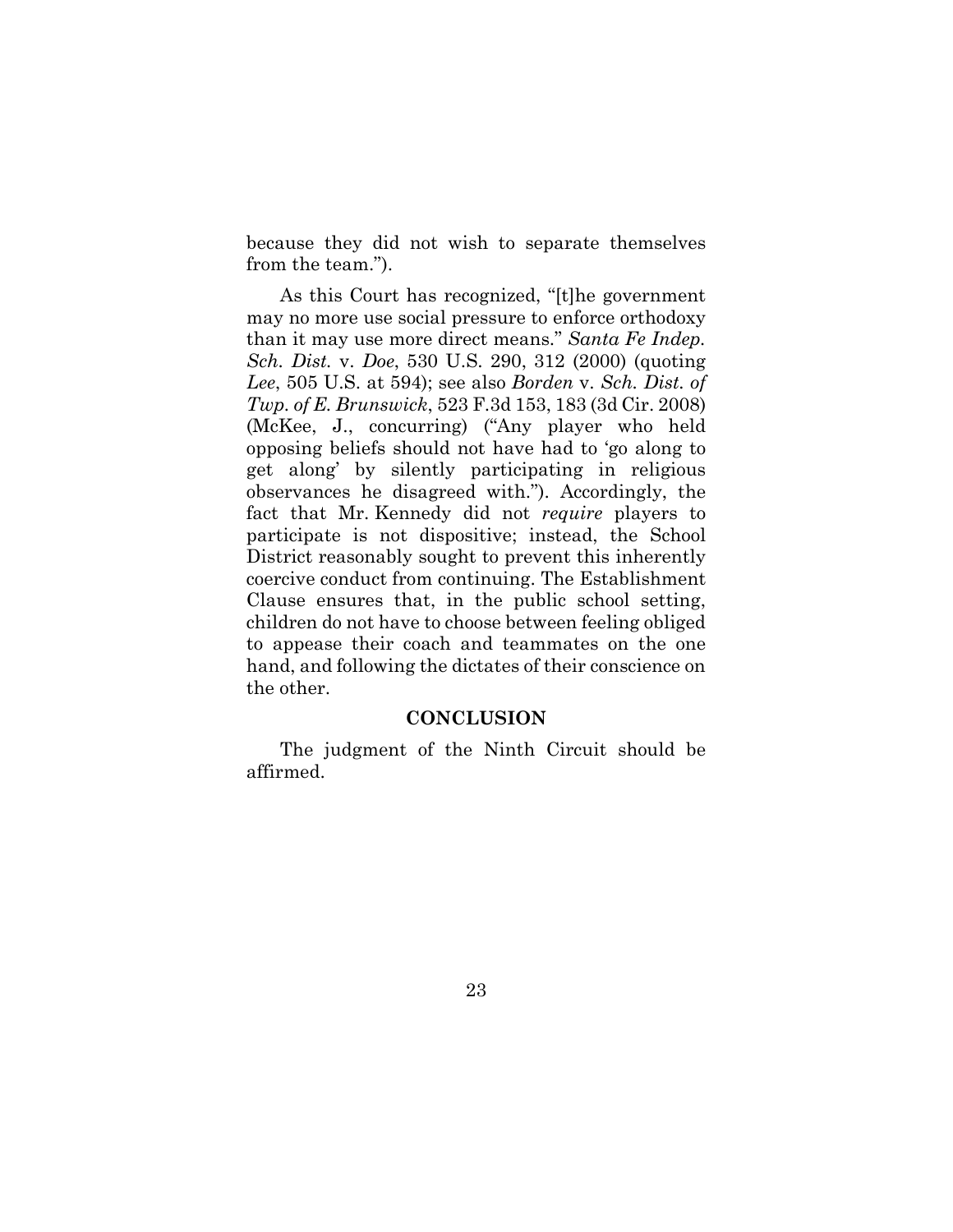because they did not wish to separate themselves from the team.").

As this Court has recognized, "[t]he government may no more use social pressure to enforce orthodoxy than it may use more direct means." *Santa Fe Indep. Sch. Dist.* v. *Doe*, 530 U.S. 290, 312 (2000) (quoting *Lee*, 505 U.S. at 594); see also *Borden* v. *Sch. Dist. of Twp. of E. Brunswick*, 523 F.3d 153, 183 (3d Cir. 2008) (McKee, J., concurring) ("Any player who held opposing beliefs should not have had to 'go along to get along' by silently participating in religious observances he disagreed with."). Accordingly, the fact that Mr. Kennedy did not *require* players to participate is not dispositive; instead, the School District reasonably sought to prevent this inherently coercive conduct from continuing. The Establishment Clause ensures that, in the public school setting, children do not have to choose between feeling obliged to appease their coach and teammates on the one hand, and following the dictates of their conscience on the other.

## CONCLUSION

The judgment of the Ninth Circuit should be affirmed.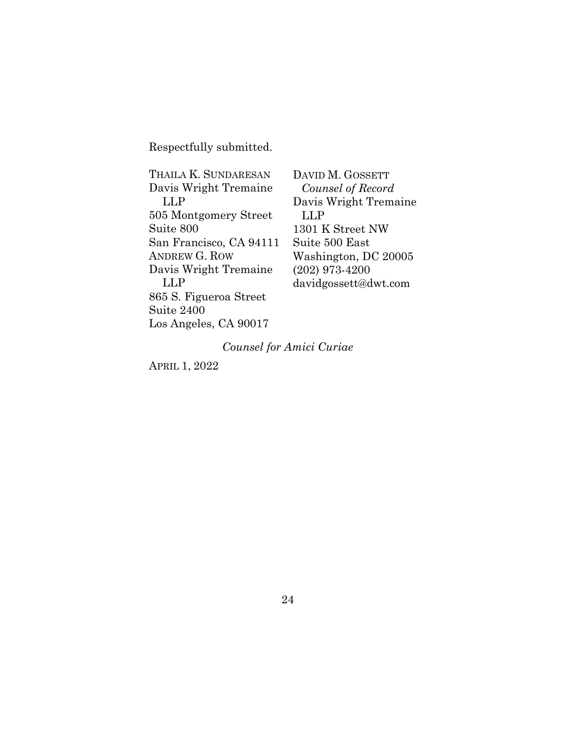Respectfully submitted.

THAILA K. SUNDARESAN
Davis Wright Tremaine LLP
505 Montgomery Street
Suite 800
San Francisco, CA 94111

ANDREW G. ROW
Davis Wright Tremaine LLP
865 S. Figueroa Street
Suite 2400
Los Angeles, CA 90017

DAVID M. GOSSETT
*Counsel of Record*
Davis Wright Tremaine LLP
1301 K Street NW
Suite 500 East
Washington, DC 20005
(202) 973-4200
davidgossett@dwt.com

*Counsel for Amici Curiae*

APRIL 1, 2022